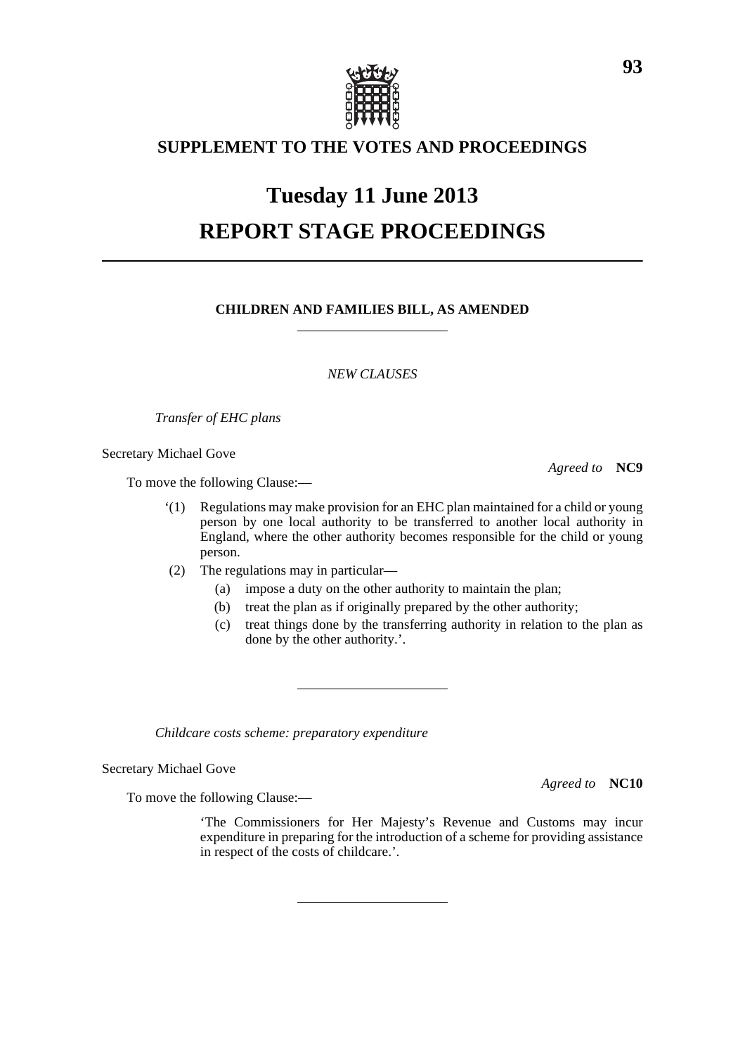## SUPPLEMENT TO THE VOTES AND PROCEEDINGS

# Tuesday 11 June 2013

# REPORT STAGE PROCEEDINGS

### CHILDREN AND FAMILIES BILL, AS AMENDED

*NEW CLAUSES*

*Transfer of EHC plans*

Secretary Michael Gove

*Agreed to* **NC9**

To move the following Clause:—

'(1) Regulations may make provision for an EHC plan maintained for a child or young person by one local authority to be transferred to another local authority in England, where the other authority becomes responsible for the child or young person.

(2) The regulations may in particular—

(a) impose a duty on the other authority to maintain the plan;

(b) treat the plan as if originally prepared by the other authority;

(c) treat things done by the transferring authority in relation to the plan as done by the other authority.'.

*Childcare costs scheme: preparatory expenditure*

Secretary Michael Gove

*Agreed to* **NC10**

To move the following Clause:—

'The Commissioners for Her Majesty's Revenue and Customs may incur expenditure in preparing for the introduction of a scheme for providing assistance in respect of the costs of childcare.'.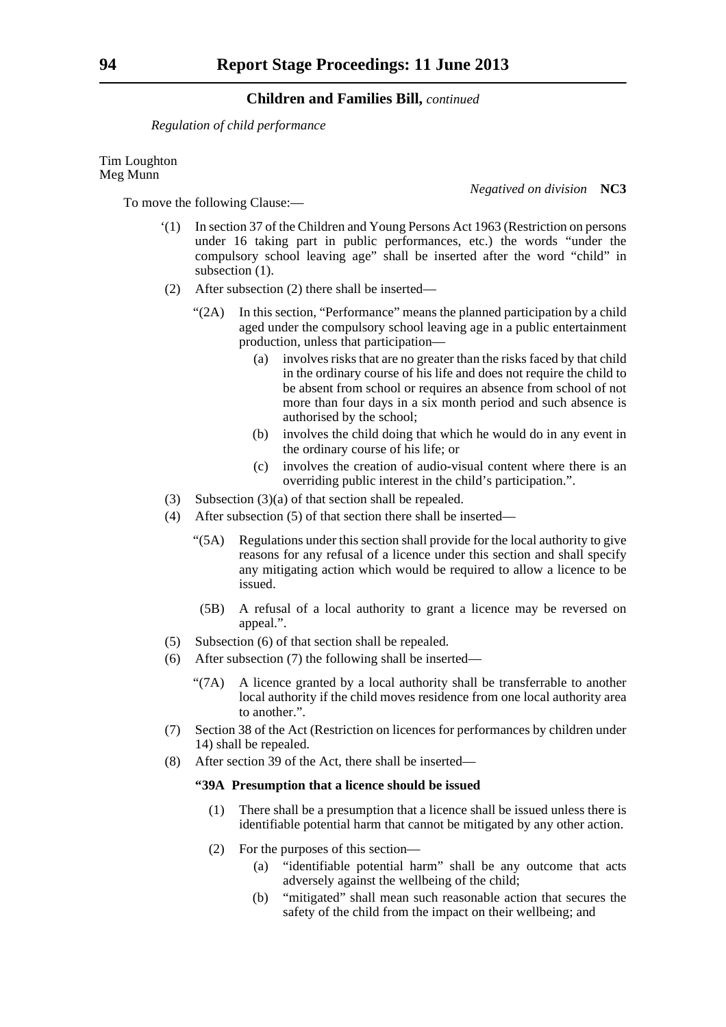*Regulation of child performance*

Tim Loughton
Meg Munn

*Negatived on division* **NC3**

To move the following Clause:—

'(1) In section 37 of the Children and Young Persons Act 1963 (Restriction on persons under 16 taking part in public performances, etc.) the words "under the compulsory school leaving age" shall be inserted after the word "child" in subsection (1).

(2) After subsection (2) there shall be inserted—

"(2A) In this section, "Performance" means the planned participation by a child aged under the compulsory school leaving age in a public entertainment production, unless that participation—

(a) involves risks that are no greater than the risks faced by that child in the ordinary course of his life and does not require the child to be absent from school or requires an absence from school of not more than four days in a six month period and such absence is authorised by the school;

(b) involves the child doing that which he would do in any event in the ordinary course of his life; or

(c) involves the creation of audio-visual content where there is an overriding public interest in the child's participation.".

(3) Subsection (3)(a) of that section shall be repealed.

(4) After subsection (5) of that section there shall be inserted—

"(5A) Regulations under this section shall provide for the local authority to give reasons for any refusal of a licence under this section and shall specify any mitigating action which would be required to allow a licence to be issued.

(5B) A refusal of a local authority to grant a licence may be reversed on appeal.".

(5) Subsection (6) of that section shall be repealed.

(6) After subsection (7) the following shall be inserted—

"(7A) A licence granted by a local authority shall be transferrable to another local authority if the child moves residence from one local authority area to another.".

(7) Section 38 of the Act (Restriction on licences for performances by children under 14) shall be repealed.

(8) After section 39 of the Act, there shall be inserted—

**"39A Presumption that a licence should be issued**

(1) There shall be a presumption that a licence shall be issued unless there is identifiable potential harm that cannot be mitigated by any other action.

(2) For the purposes of this section—

(a) "identifiable potential harm" shall be any outcome that acts adversely against the wellbeing of the child;

(b) "mitigated" shall mean such reasonable action that secures the safety of the child from the impact on their wellbeing; and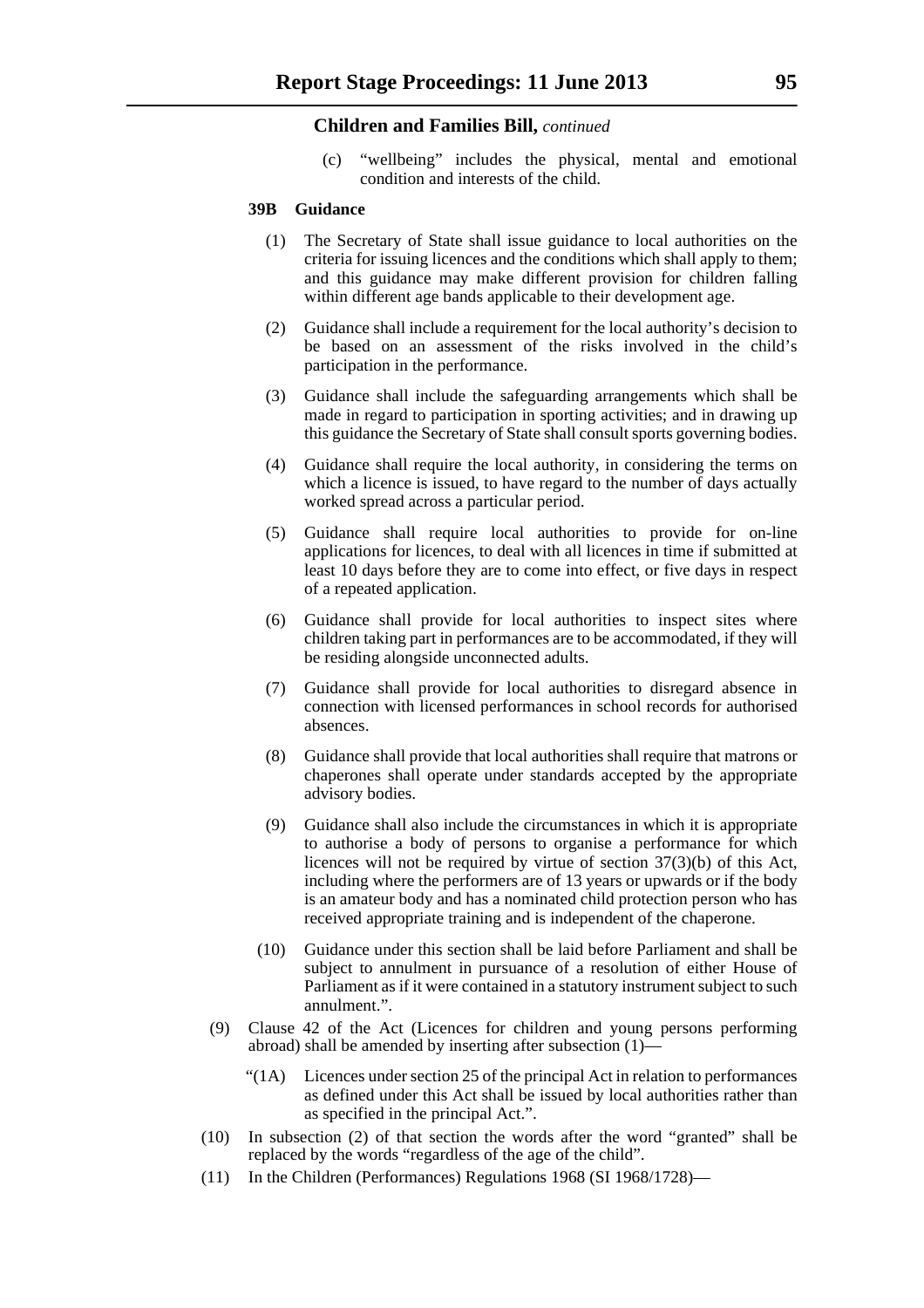**Children and Families Bill,** *continued*

(c) "wellbeing" includes the physical, mental and emotional condition and interests of the child.

**39B Guidance**

(1) The Secretary of State shall issue guidance to local authorities on the criteria for issuing licences and the conditions which shall apply to them; and this guidance may make different provision for children falling within different age bands applicable to their development age.

(2) Guidance shall include a requirement for the local authority's decision to be based on an assessment of the risks involved in the child's participation in the performance.

(3) Guidance shall include the safeguarding arrangements which shall be made in regard to participation in sporting activities; and in drawing up this guidance the Secretary of State shall consult sports governing bodies.

(4) Guidance shall require the local authority, in considering the terms on which a licence is issued, to have regard to the number of days actually worked spread across a particular period.

(5) Guidance shall require local authorities to provide for on-line applications for licences, to deal with all licences in time if submitted at least 10 days before they are to come into effect, or five days in respect of a repeated application.

(6) Guidance shall provide for local authorities to inspect sites where children taking part in performances are to be accommodated, if they will be residing alongside unconnected adults.

(7) Guidance shall provide for local authorities to disregard absence in connection with licensed performances in school records for authorised absences.

(8) Guidance shall provide that local authorities shall require that matrons or chaperones shall operate under standards accepted by the appropriate advisory bodies.

(9) Guidance shall also include the circumstances in which it is appropriate to authorise a body of persons to organise a performance for which licences will not be required by virtue of section 37(3)(b) of this Act, including where the performers are of 13 years or upwards or if the body is an amateur body and has a nominated child protection person who has received appropriate training and is independent of the chaperone.

(10) Guidance under this section shall be laid before Parliament and shall be subject to annulment in pursuance of a resolution of either House of Parliament as if it were contained in a statutory instrument subject to such annulment.".

(9) Clause 42 of the Act (Licences for children and young persons performing abroad) shall be amended by inserting after subsection (1)—

"(1A) Licences under section 25 of the principal Act in relation to performances as defined under this Act shall be issued by local authorities rather than as specified in the principal Act.".

(10) In subsection (2) of that section the words after the word "granted" shall be replaced by the words "regardless of the age of the child".

(11) In the Children (Performances) Regulations 1968 (SI 1968/1728)—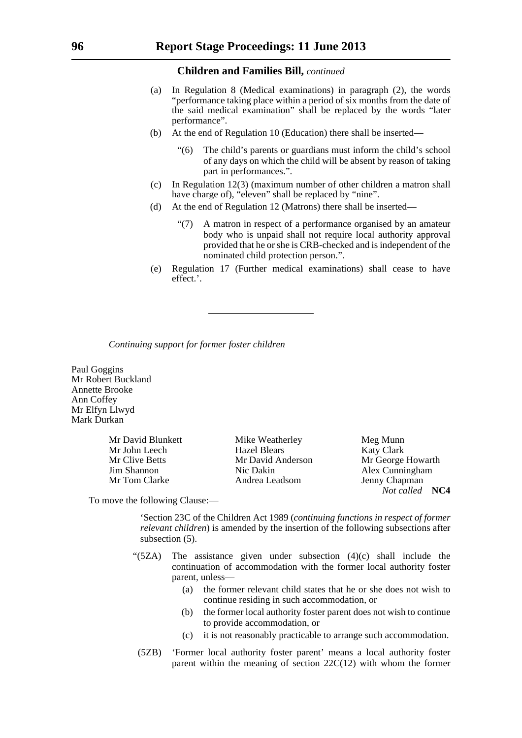**Children and Families Bill,** *continued*

(a) In Regulation 8 (Medical examinations) in paragraph (2), the words "performance taking place within a period of six months from the date of the said medical examination" shall be replaced by the words "later performance".

(b) At the end of Regulation 10 (Education) there shall be inserted—

"(6) The child's parents or guardians must inform the child's school of any days on which the child will be absent by reason of taking part in performances.".

(c) In Regulation 12(3) (maximum number of other children a matron shall have charge of), "eleven" shall be replaced by "nine".

(d) At the end of Regulation 12 (Matrons) there shall be inserted—

"(7) A matron in respect of a performance organised by an amateur body who is unpaid shall not require local authority approval provided that he or she is CRB-checked and is independent of the nominated child protection person.".

(e) Regulation 17 (Further medical examinations) shall cease to have effect.'.

---

*Continuing support for former foster children*

Paul Goggins
Mr Robert Buckland
Annette Brooke
Ann Coffey
Mr Elfyn Llwyd
Mark Durkan

Mr David Blunkett
Mr John Leech
Mr Clive Betts
Jim Shannon
Mr Tom Clarke
Mike Weatherley
Hazel Blears
Mr David Anderson
Nic Dakin
Andrea Leadsom
Meg Munn
Katy Clark
Mr George Howarth
Alex Cunningham
Jenny Chapman

*Not called* **NC4**

To move the following Clause:—

'Section 23C of the Children Act 1989 (*continuing functions in respect of former relevant children*) is amended by the insertion of the following subsections after subsection (5).

"(5ZA) The assistance given under subsection (4)(c) shall include the continuation of accommodation with the former local authority foster parent, unless—

(a) the former relevant child states that he or she does not wish to continue residing in such accommodation, or

(b) the former local authority foster parent does not wish to continue to provide accommodation, or

(c) it is not reasonably practicable to arrange such accommodation.

(5ZB) 'Former local authority foster parent' means a local authority foster parent within the meaning of section 22C(12) with whom the former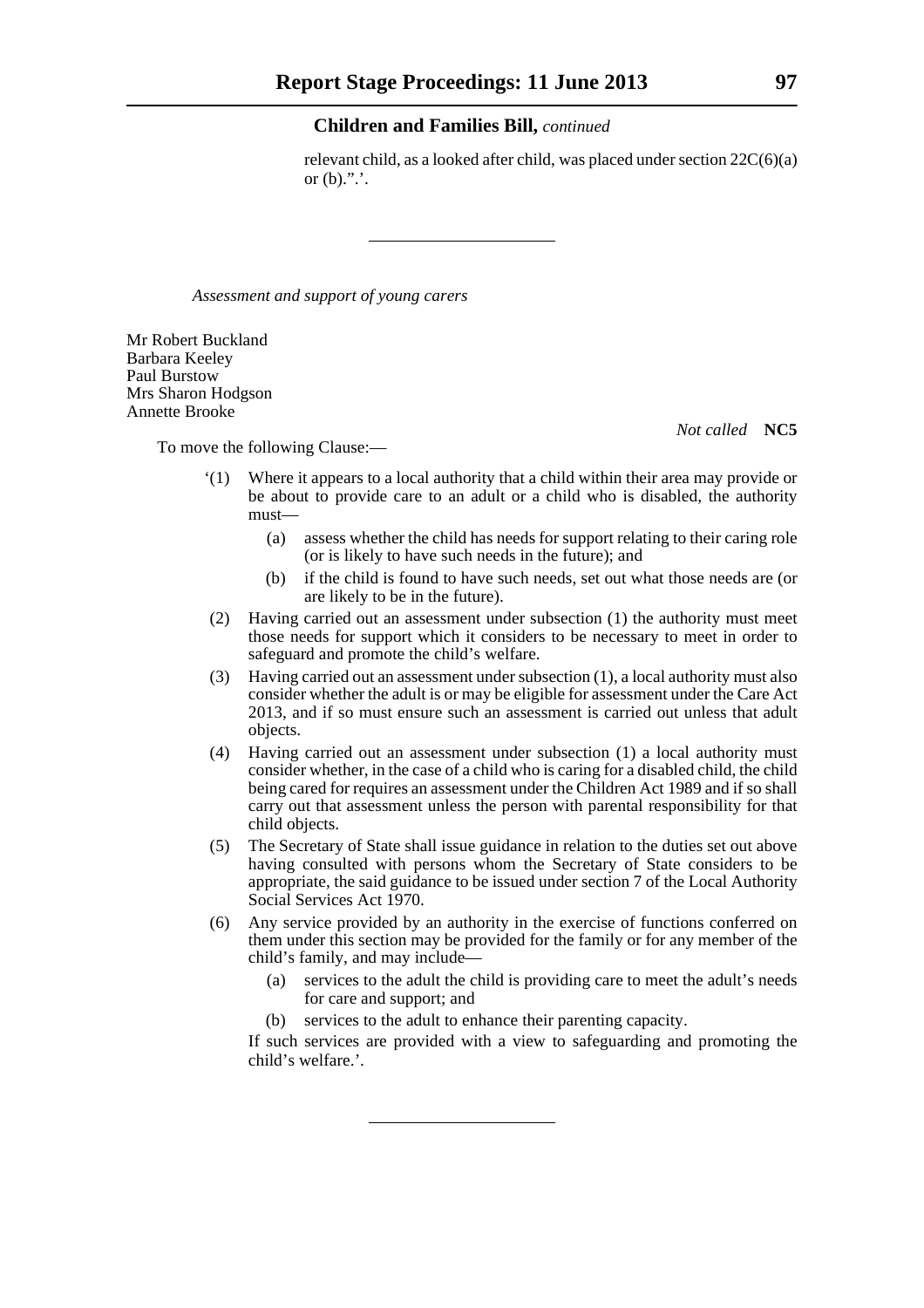relevant child, as a looked after child, was placed under section 22C(6)(a) or (b).".'.

---

*Assessment and support of young carers*

Mr Robert Buckland
Barbara Keeley
Paul Burstow
Mrs Sharon Hodgson
Annette Brooke

*Not called* **NC5**

To move the following Clause:—

'(1) Where it appears to a local authority that a child within their area may provide or be about to provide care to an adult or a child who is disabled, the authority must—

(a) assess whether the child has needs for support relating to their caring role (or is likely to have such needs in the future); and

(b) if the child is found to have such needs, set out what those needs are (or are likely to be in the future).

(2) Having carried out an assessment under subsection (1) the authority must meet those needs for support which it considers to be necessary to meet in order to safeguard and promote the child's welfare.

(3) Having carried out an assessment under subsection (1), a local authority must also consider whether the adult is or may be eligible for assessment under the Care Act 2013, and if so must ensure such an assessment is carried out unless that adult objects.

(4) Having carried out an assessment under subsection (1) a local authority must consider whether, in the case of a child who is caring for a disabled child, the child being cared for requires an assessment under the Children Act 1989 and if so shall carry out that assessment unless the person with parental responsibility for that child objects.

(5) The Secretary of State shall issue guidance in relation to the duties set out above having consulted with persons whom the Secretary of State considers to be appropriate, the said guidance to be issued under section 7 of the Local Authority Social Services Act 1970.

(6) Any service provided by an authority in the exercise of functions conferred on them under this section may be provided for the family or for any member of the child's family, and may include—

(a) services to the adult the child is providing care to meet the adult's needs for care and support; and

(b) services to the adult to enhance their parenting capacity.

If such services are provided with a view to safeguarding and promoting the child's welfare.'.

---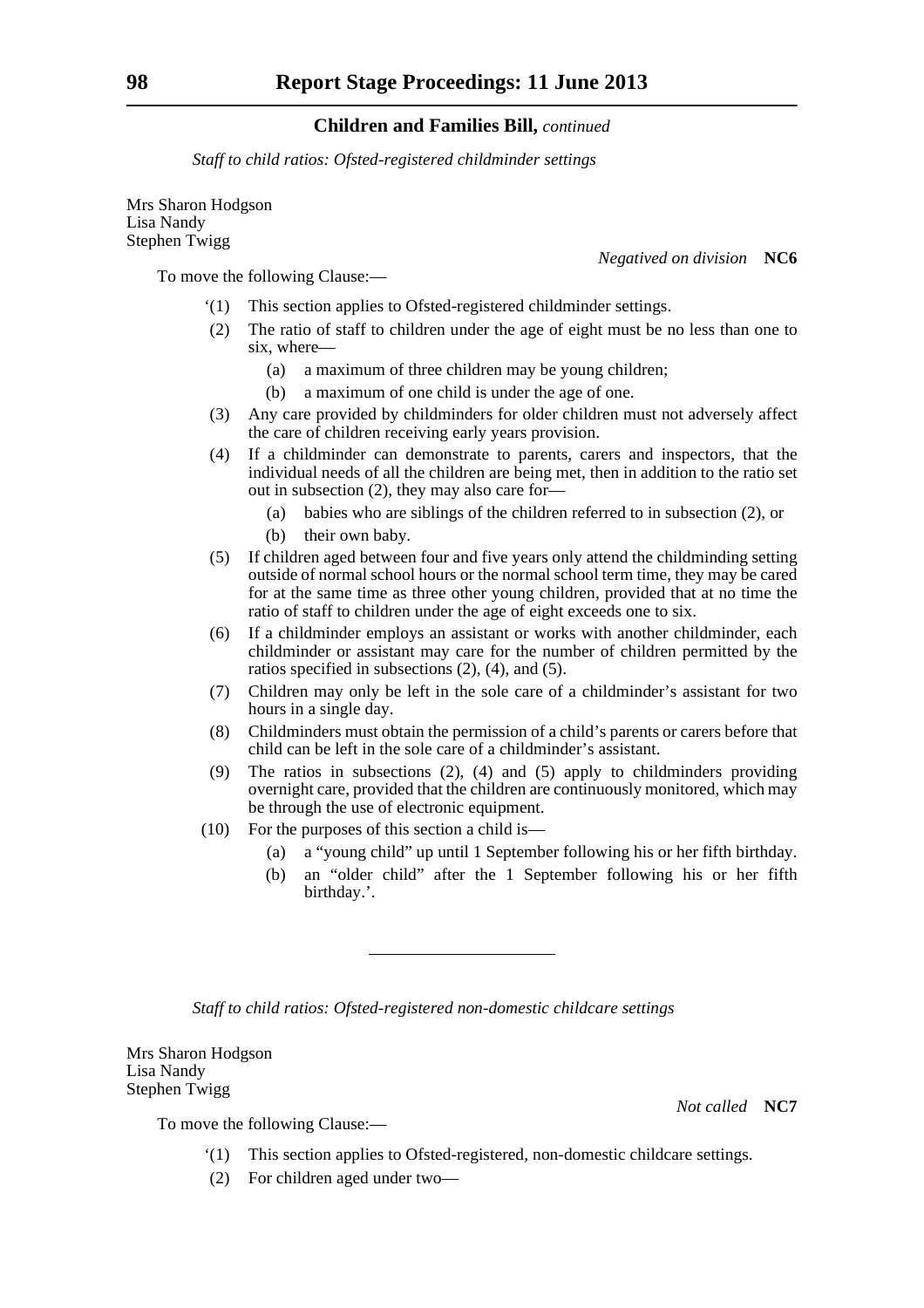## Children and Families Bill, *continued*

*Staff to child ratios: Ofsted-registered childminder settings*

Mrs Sharon Hodgson
Lisa Nandy
Stephen Twigg

*Negatived on division* **NC6**

To move the following Clause:—

'(1) This section applies to Ofsted-registered childminder settings.

(2) The ratio of staff to children under the age of eight must be no less than one to six, where—

(a) a maximum of three children may be young children;

(b) a maximum of one child is under the age of one.

(3) Any care provided by childminders for older children must not adversely affect the care of children receiving early years provision.

(4) If a childminder can demonstrate to parents, carers and inspectors, that the individual needs of all the children are being met, then in addition to the ratio set out in subsection (2), they may also care for—

(a) babies who are siblings of the children referred to in subsection (2), or

(b) their own baby.

(5) If children aged between four and five years only attend the childminding setting outside of normal school hours or the normal school term time, they may be cared for at the same time as three other young children, provided that at no time the ratio of staff to children under the age of eight exceeds one to six.

(6) If a childminder employs an assistant or works with another childminder, each childminder or assistant may care for the number of children permitted by the ratios specified in subsections (2), (4), and (5).

(7) Children may only be left in the sole care of a childminder's assistant for two hours in a single day.

(8) Childminders must obtain the permission of a child's parents or carers before that child can be left in the sole care of a childminder's assistant.

(9) The ratios in subsections (2), (4) and (5) apply to childminders providing overnight care, provided that the children are continuously monitored, which may be through the use of electronic equipment.

(10) For the purposes of this section a child is—

(a) a "young child" up until 1 September following his or her fifth birthday.

(b) an "older child" after the 1 September following his or her fifth birthday.'.

---

*Staff to child ratios: Ofsted-registered non-domestic childcare settings*

Mrs Sharon Hodgson
Lisa Nandy
Stephen Twigg

*Not called* **NC7**

To move the following Clause:—

'(1) This section applies to Ofsted-registered, non-domestic childcare settings.

(2) For children aged under two—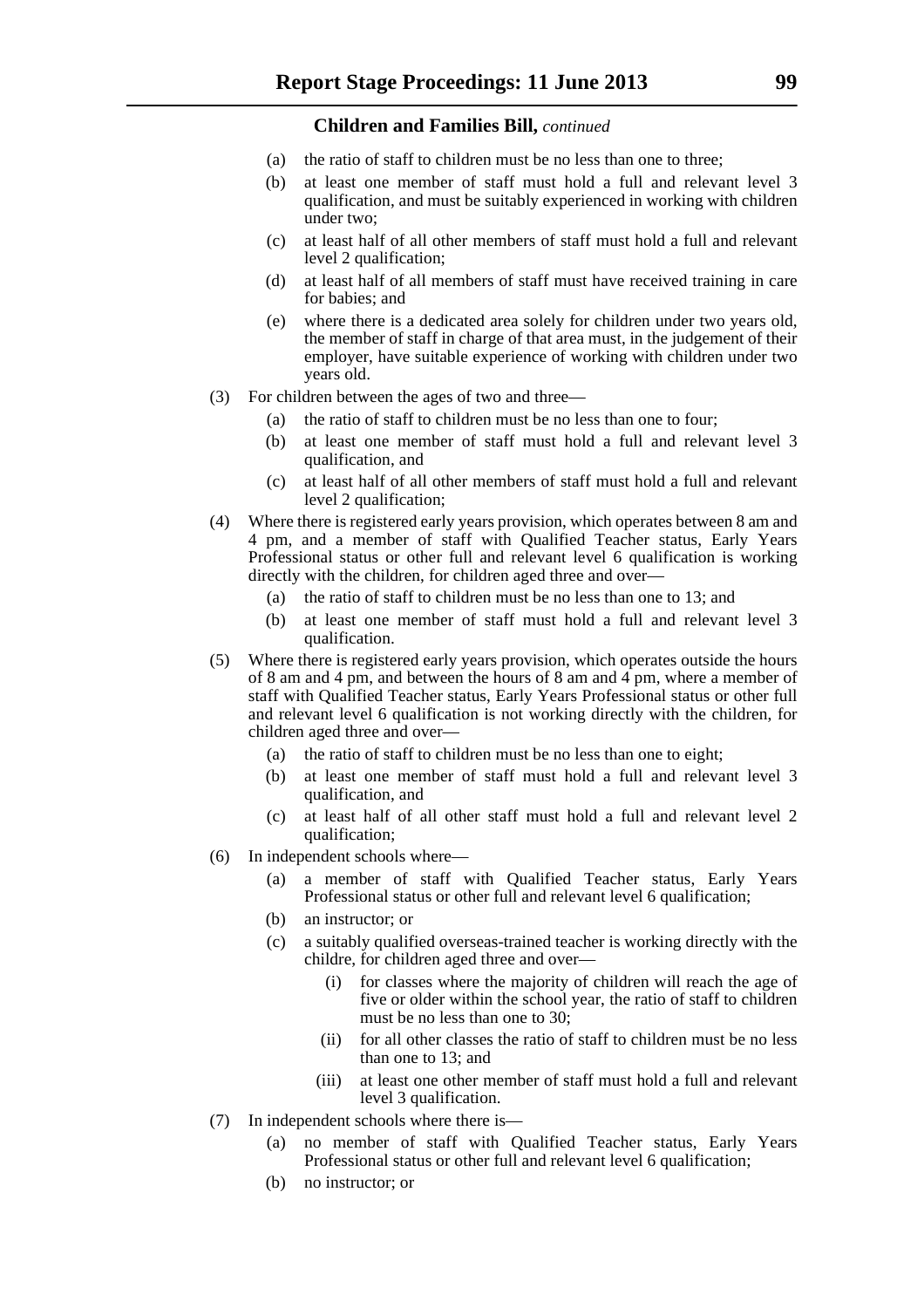**Children and Families Bill,** *continued*

(a) the ratio of staff to children must be no less than one to three;

(b) at least one member of staff must hold a full and relevant level 3 qualification, and must be suitably experienced in working with children under two;

(c) at least half of all other members of staff must hold a full and relevant level 2 qualification;

(d) at least half of all members of staff must have received training in care for babies; and

(e) where there is a dedicated area solely for children under two years old, the member of staff in charge of that area must, in the judgement of their employer, have suitable experience of working with children under two years old.

(3) For children between the ages of two and three—

(a) the ratio of staff to children must be no less than one to four;

(b) at least one member of staff must hold a full and relevant level 3 qualification, and

(c) at least half of all other members of staff must hold a full and relevant level 2 qualification;

(4) Where there is registered early years provision, which operates between 8 am and 4 pm, and a member of staff with Qualified Teacher status, Early Years Professional status or other full and relevant level 6 qualification is working directly with the children, for children aged three and over—

(a) the ratio of staff to children must be no less than one to 13; and

(b) at least one member of staff must hold a full and relevant level 3 qualification.

(5) Where there is registered early years provision, which operates outside the hours of 8 am and 4 pm, and between the hours of 8 am and 4 pm, where a member of staff with Qualified Teacher status, Early Years Professional status or other full and relevant level 6 qualification is not working directly with the children, for children aged three and over—

(a) the ratio of staff to children must be no less than one to eight;

(b) at least one member of staff must hold a full and relevant level 3 qualification, and

(c) at least half of all other staff must hold a full and relevant level 2 qualification;

(6) In independent schools where—

(a) a member of staff with Qualified Teacher status, Early Years Professional status or other full and relevant level 6 qualification;

(b) an instructor; or

(c) a suitably qualified overseas-trained teacher is working directly with the childre, for children aged three and over—

(i) for classes where the majority of children will reach the age of five or older within the school year, the ratio of staff to children must be no less than one to 30;

(ii) for all other classes the ratio of staff to children must be no less than one to 13; and

(iii) at least one other member of staff must hold a full and relevant level 3 qualification.

(7) In independent schools where there is—

(a) no member of staff with Qualified Teacher status, Early Years Professional status or other full and relevant level 6 qualification;

(b) no instructor; or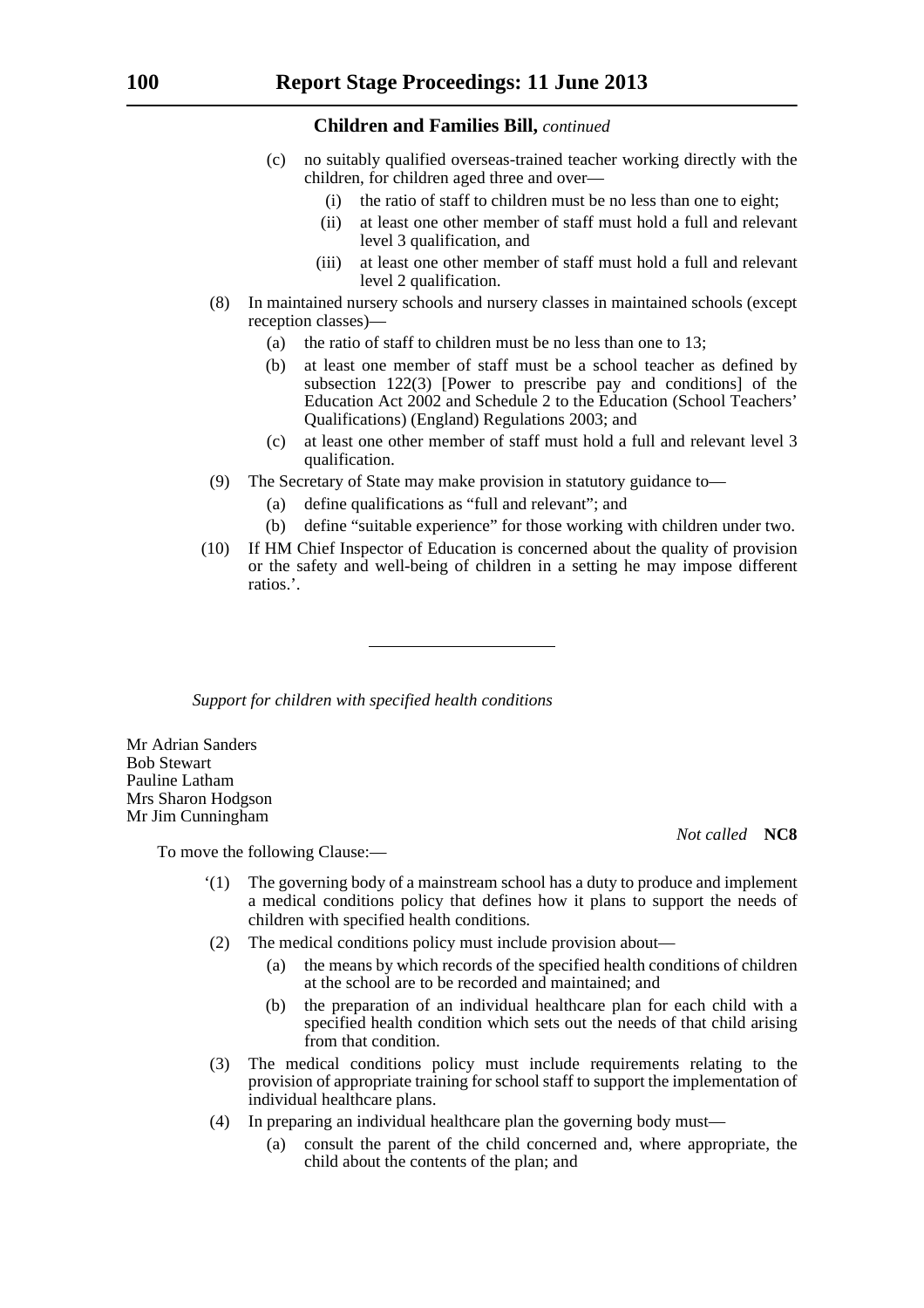**Children and Families Bill,** *continued*

(c) no suitably qualified overseas-trained teacher working directly with the children, for children aged three and over—

(i) the ratio of staff to children must be no less than one to eight;

(ii) at least one other member of staff must hold a full and relevant level 3 qualification, and

(iii) at least one other member of staff must hold a full and relevant level 2 qualification.

(8) In maintained nursery schools and nursery classes in maintained schools (except reception classes)—

(a) the ratio of staff to children must be no less than one to 13;

(b) at least one member of staff must be a school teacher as defined by subsection 122(3) [Power to prescribe pay and conditions] of the Education Act 2002 and Schedule 2 to the Education (School Teachers' Qualifications) (England) Regulations 2003; and

(c) at least one other member of staff must hold a full and relevant level 3 qualification.

(9) The Secretary of State may make provision in statutory guidance to—

(a) define qualifications as "full and relevant"; and

(b) define "suitable experience" for those working with children under two.

(10) If HM Chief Inspector of Education is concerned about the quality of provision or the safety and well-being of children in a setting he may impose different ratios.'.

---

*Support for children with specified health conditions*

Mr Adrian Sanders
Bob Stewart
Pauline Latham
Mrs Sharon Hodgson
Mr Jim Cunningham

*Not called* **NC8**

To move the following Clause:—

'(1) The governing body of a mainstream school has a duty to produce and implement a medical conditions policy that defines how it plans to support the needs of children with specified health conditions.

(2) The medical conditions policy must include provision about—

(a) the means by which records of the specified health conditions of children at the school are to be recorded and maintained; and

(b) the preparation of an individual healthcare plan for each child with a specified health condition which sets out the needs of that child arising from that condition.

(3) The medical conditions policy must include requirements relating to the provision of appropriate training for school staff to support the implementation of individual healthcare plans.

(4) In preparing an individual healthcare plan the governing body must—

(a) consult the parent of the child concerned and, where appropriate, the child about the contents of the plan; and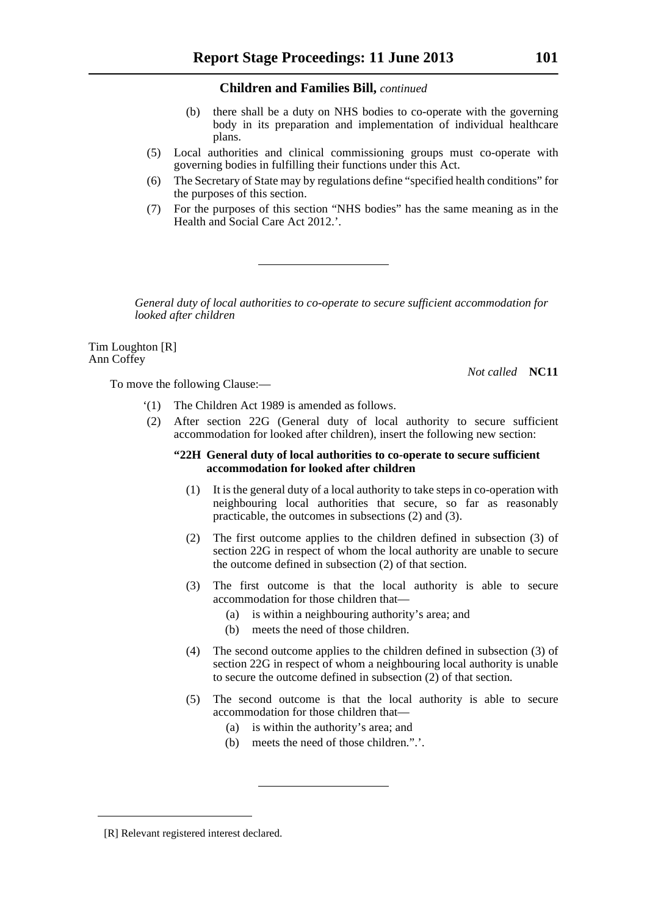**Children and Families Bill,** *continued*

(b) there shall be a duty on NHS bodies to co-operate with the governing body in its preparation and implementation of individual healthcare plans.

(5) Local authorities and clinical commissioning groups must co-operate with governing bodies in fulfilling their functions under this Act.

(6) The Secretary of State may by regulations define "specified health conditions" for the purposes of this section.

(7) For the purposes of this section "NHS bodies" has the same meaning as in the Health and Social Care Act 2012.'.

---

*General duty of local authorities to co-operate to secure sufficient accommodation for looked after children*

Tim Loughton [R]
Ann Coffey

*Not called* **NC11**

To move the following Clause:—

'(1) The Children Act 1989 is amended as follows.

(2) After section 22G (General duty of local authority to secure sufficient accommodation for looked after children), insert the following new section:

**"22H General duty of local authorities to co-operate to secure sufficient accommodation for looked after children**

(1) It is the general duty of a local authority to take steps in co-operation with neighbouring local authorities that secure, so far as reasonably practicable, the outcomes in subsections (2) and (3).

(2) The first outcome applies to the children defined in subsection (3) of section 22G in respect of whom the local authority are unable to secure the outcome defined in subsection (2) of that section.

(3) The first outcome is that the local authority is able to secure accommodation for those children that—

(a) is within a neighbouring authority's area; and

(b) meets the need of those children.

(4) The second outcome applies to the children defined in subsection (3) of section 22G in respect of whom a neighbouring local authority is unable to secure the outcome defined in subsection (2) of that section.

(5) The second outcome is that the local authority is able to secure accommodation for those children that—

(a) is within the authority's area; and

(b) meets the need of those children.".'.

---

[R] Relevant registered interest declared.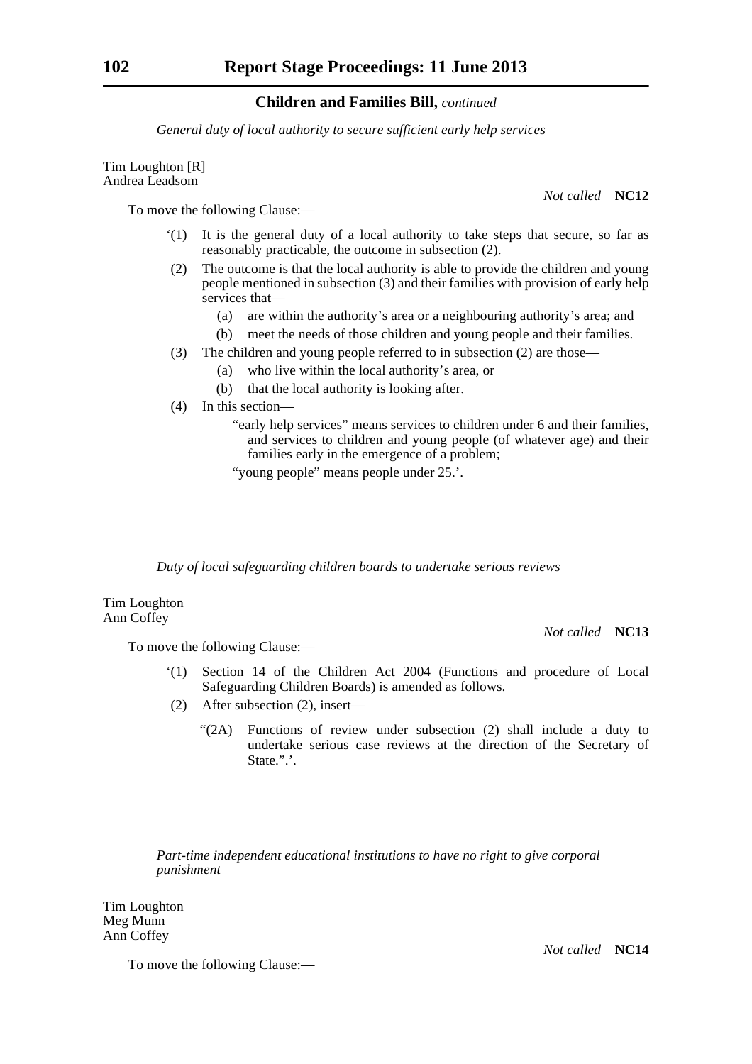**Children and Families Bill,** *continued*

*General duty of local authority to secure sufficient early help services*

Tim Loughton [R]
Andrea Leadsom

*Not called* **NC12**

To move the following Clause:—

‘(1) It is the general duty of a local authority to take steps that secure, so far as reasonably practicable, the outcome in subsection (2).

(2) The outcome is that the local authority is able to provide the children and young people mentioned in subsection (3) and their families with provision of early help services that—

(a) are within the authority’s area or a neighbouring authority’s area; and

(b) meet the needs of those children and young people and their families.

(3) The children and young people referred to in subsection (2) are those—

(a) who live within the local authority’s area, or

(b) that the local authority is looking after.

(4) In this section—

“early help services” means services to children under 6 and their families, and services to children and young people (of whatever age) and their families early in the emergence of a problem;

“young people” means people under 25.’.

---

*Duty of local safeguarding children boards to undertake serious reviews*

Tim Loughton
Ann Coffey

*Not called* **NC13**

To move the following Clause:—

‘(1) Section 14 of the Children Act 2004 (Functions and procedure of Local Safeguarding Children Boards) is amended as follows.

(2) After subsection (2), insert—

“(2A) Functions of review under subsection (2) shall include a duty to undertake serious case reviews at the direction of the Secretary of State.”.’.

---

*Part-time independent educational institutions to have no right to give corporal punishment*

Tim Loughton
Meg Munn
Ann Coffey

*Not called* **NC14**

To move the following Clause:—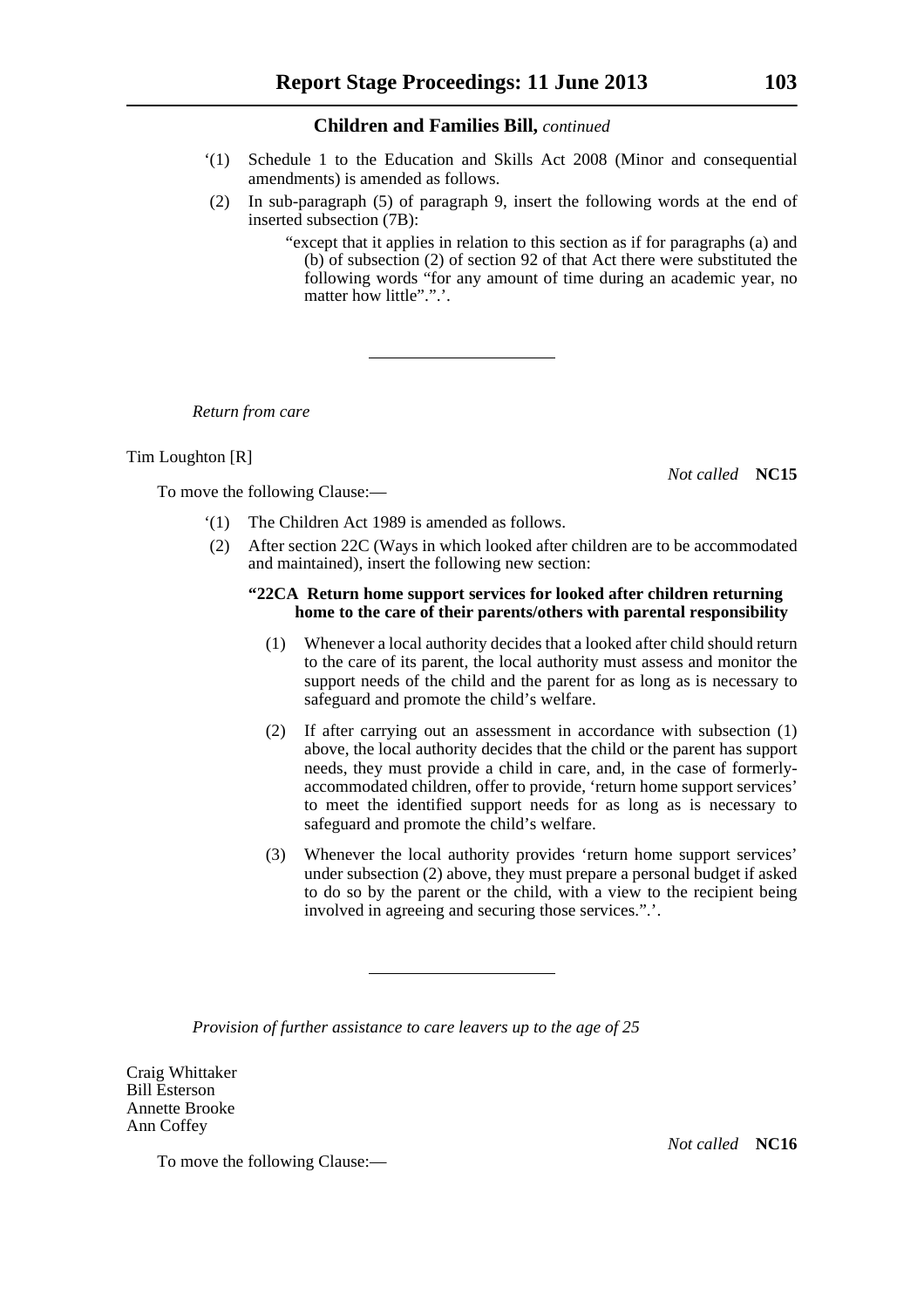'(1) Schedule 1 to the Education and Skills Act 2008 (Minor and consequential amendments) is amended as follows.

(2) In sub-paragraph (5) of paragraph 9, insert the following words at the end of inserted subsection (7B):

"except that it applies in relation to this section as if for paragraphs (a) and (b) of subsection (2) of section 92 of that Act there were substituted the following words "for any amount of time during an academic year, no matter how little".".'.

---

*Return from care*

Tim Loughton [R]

*Not called* **NC15**

To move the following Clause:—

'(1) The Children Act 1989 is amended as follows.

(2) After section 22C (Ways in which looked after children are to be accommodated and maintained), insert the following new section:

**"22CA Return home support services for looked after children returning home to the care of their parents/others with parental responsibility**

(1) Whenever a local authority decides that a looked after child should return to the care of its parent, the local authority must assess and monitor the support needs of the child and the parent for as long as is necessary to safeguard and promote the child's welfare.

(2) If after carrying out an assessment in accordance with subsection (1) above, the local authority decides that the child or the parent has support needs, they must provide a child in care, and, in the case of formerly-accommodated children, offer to provide, 'return home support services' to meet the identified support needs for as long as is necessary to safeguard and promote the child's welfare.

(3) Whenever the local authority provides 'return home support services' under subsection (2) above, they must prepare a personal budget if asked to do so by the parent or the child, with a view to the recipient being involved in agreeing and securing those services.".'.

---

*Provision of further assistance to care leavers up to the age of 25*

Craig Whittaker
Bill Esterson
Annette Brooke
Ann Coffey

*Not called* **NC16**

To move the following Clause:—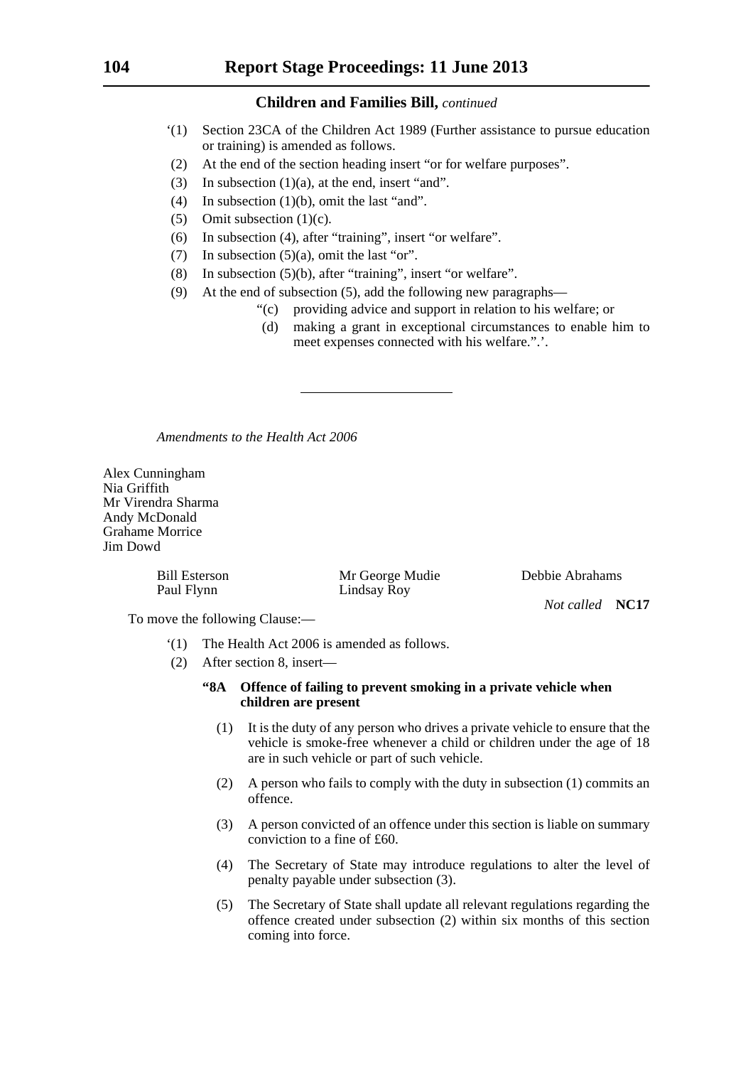**Children and Families Bill,** *continued*

'(1) Section 23CA of the Children Act 1989 (Further assistance to pursue education or training) is amended as follows.

(2) At the end of the section heading insert "or for welfare purposes".

(3) In subsection (1)(a), at the end, insert "and".

(4) In subsection (1)(b), omit the last "and".

(5) Omit subsection (1)(c).

(6) In subsection (4), after "training", insert "or welfare".

(7) In subsection (5)(a), omit the last "or".

(8) In subsection (5)(b), after "training", insert "or welfare".

(9) At the end of subsection (5), add the following new paragraphs—

"(c) providing advice and support in relation to his welfare; or

(d) making a grant in exceptional circumstances to enable him to meet expenses connected with his welfare.".'.

---

*Amendments to the Health Act 2006*

Alex Cunningham
Nia Griffith
Mr Virendra Sharma
Andy McDonald
Grahame Morrice
Jim Dowd

Bill Esterson
Paul Flynn
Mr George Mudie
Lindsay Roy
Debbie Abrahams

*Not called* **NC17**

To move the following Clause:—

'(1) The Health Act 2006 is amended as follows.

(2) After section 8, insert—

**"8A Offence of failing to prevent smoking in a private vehicle when children are present**

(1) It is the duty of any person who drives a private vehicle to ensure that the vehicle is smoke-free whenever a child or children under the age of 18 are in such vehicle or part of such vehicle.

(2) A person who fails to comply with the duty in subsection (1) commits an offence.

(3) A person convicted of an offence under this section is liable on summary conviction to a fine of £60.

(4) The Secretary of State may introduce regulations to alter the level of penalty payable under subsection (3).

(5) The Secretary of State shall update all relevant regulations regarding the offence created under subsection (2) within six months of this section coming into force.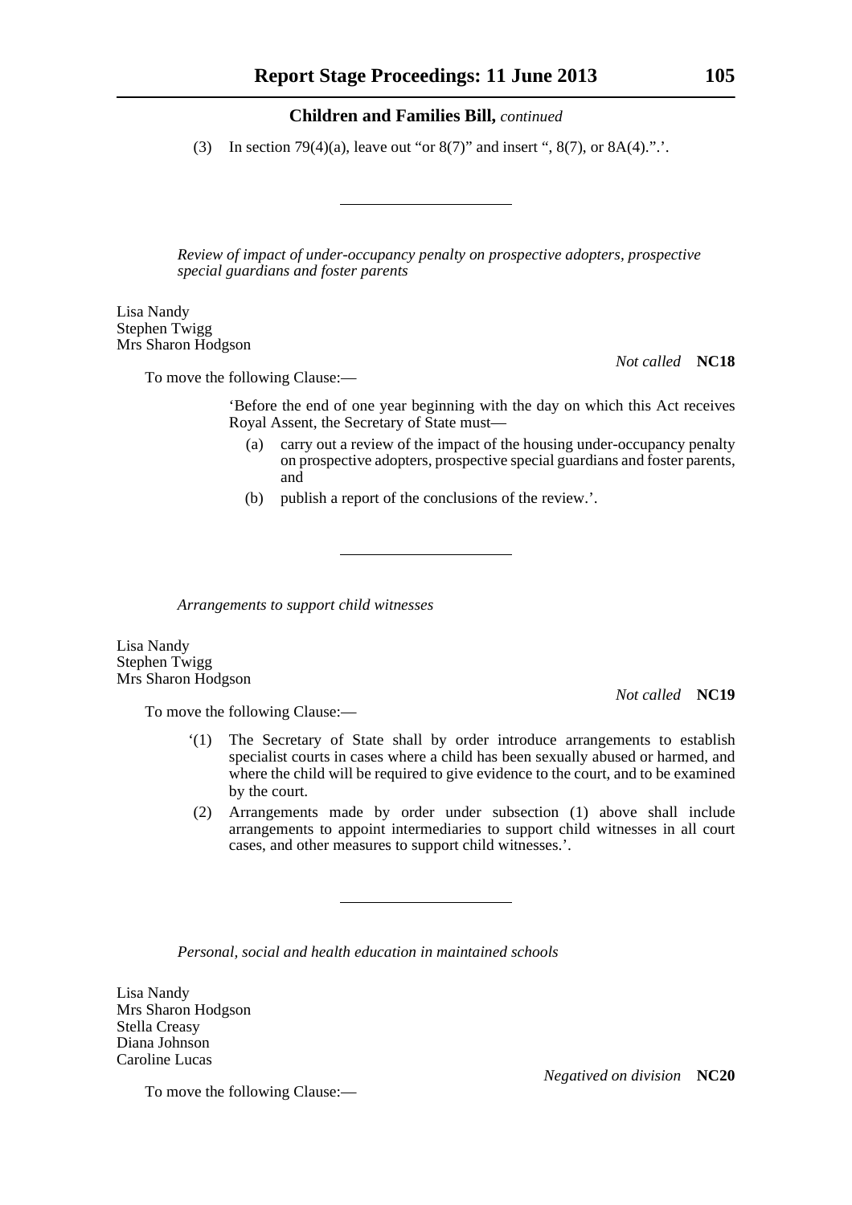(3) In section 79(4)(a), leave out "or 8(7)" and insert ", 8(7), or 8A(4).".'.

---

*Review of impact of under-occupancy penalty on prospective adopters, prospective special guardians and foster parents*

Lisa Nandy
Stephen Twigg
Mrs Sharon Hodgson

*Not called* **NC18**

To move the following Clause:—

'Before the end of one year beginning with the day on which this Act receives Royal Assent, the Secretary of State must—

(a) carry out a review of the impact of the housing under-occupancy penalty on prospective adopters, prospective special guardians and foster parents, and

(b) publish a report of the conclusions of the review.'.

---

*Arrangements to support child witnesses*

Lisa Nandy
Stephen Twigg
Mrs Sharon Hodgson

*Not called* **NC19**

To move the following Clause:—

'(1) The Secretary of State shall by order introduce arrangements to establish specialist courts in cases where a child has been sexually abused or harmed, and where the child will be required to give evidence to the court, and to be examined by the court.

(2) Arrangements made by order under subsection (1) above shall include arrangements to appoint intermediaries to support child witnesses in all court cases, and other measures to support child witnesses.'.

---

*Personal, social and health education in maintained schools*

Lisa Nandy
Mrs Sharon Hodgson
Stella Creasy
Diana Johnson
Caroline Lucas

*Negatived on division* **NC20**

To move the following Clause:—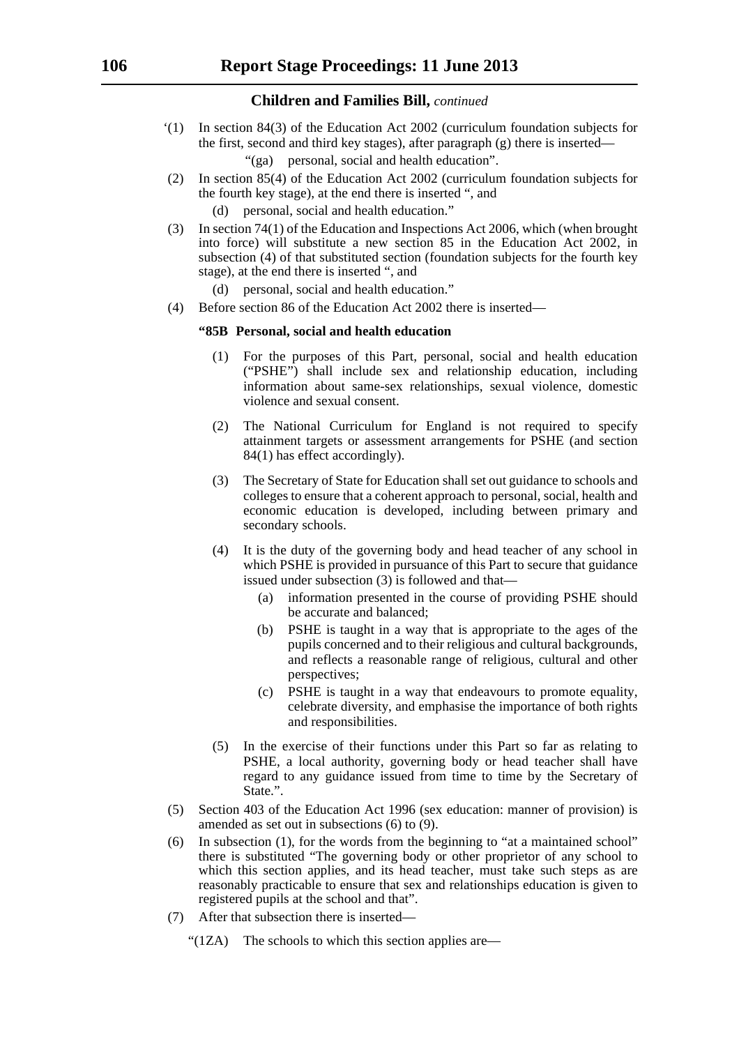**Children and Families Bill,** *continued*

'(1) In section 84(3) of the Education Act 2002 (curriculum foundation subjects for the first, second and third key stages), after paragraph (g) there is inserted—

"(ga) personal, social and health education".

(2) In section 85(4) of the Education Act 2002 (curriculum foundation subjects for the fourth key stage), at the end there is inserted ", and

(d) personal, social and health education."

(3) In section 74(1) of the Education and Inspections Act 2006, which (when brought into force) will substitute a new section 85 in the Education Act 2002, in subsection (4) of that substituted section (foundation subjects for the fourth key stage), at the end there is inserted ", and

(d) personal, social and health education."

(4) Before section 86 of the Education Act 2002 there is inserted—

**"85B Personal, social and health education**

(1) For the purposes of this Part, personal, social and health education ("PSHE") shall include sex and relationship education, including information about same-sex relationships, sexual violence, domestic violence and sexual consent.

(2) The National Curriculum for England is not required to specify attainment targets or assessment arrangements for PSHE (and section 84(1) has effect accordingly).

(3) The Secretary of State for Education shall set out guidance to schools and colleges to ensure that a coherent approach to personal, social, health and economic education is developed, including between primary and secondary schools.

(4) It is the duty of the governing body and head teacher of any school in which PSHE is provided in pursuance of this Part to secure that guidance issued under subsection (3) is followed and that—

(a) information presented in the course of providing PSHE should be accurate and balanced;

(b) PSHE is taught in a way that is appropriate to the ages of the pupils concerned and to their religious and cultural backgrounds, and reflects a reasonable range of religious, cultural and other perspectives;

(c) PSHE is taught in a way that endeavours to promote equality, celebrate diversity, and emphasise the importance of both rights and responsibilities.

(5) In the exercise of their functions under this Part so far as relating to PSHE, a local authority, governing body or head teacher shall have regard to any guidance issued from time to time by the Secretary of State.".

(5) Section 403 of the Education Act 1996 (sex education: manner of provision) is amended as set out in subsections (6) to (9).

(6) In subsection (1), for the words from the beginning to "at a maintained school" there is substituted "The governing body or other proprietor of any school to which this section applies, and its head teacher, must take such steps as are reasonably practicable to ensure that sex and relationships education is given to registered pupils at the school and that".

(7) After that subsection there is inserted—

"(1ZA) The schools to which this section applies are—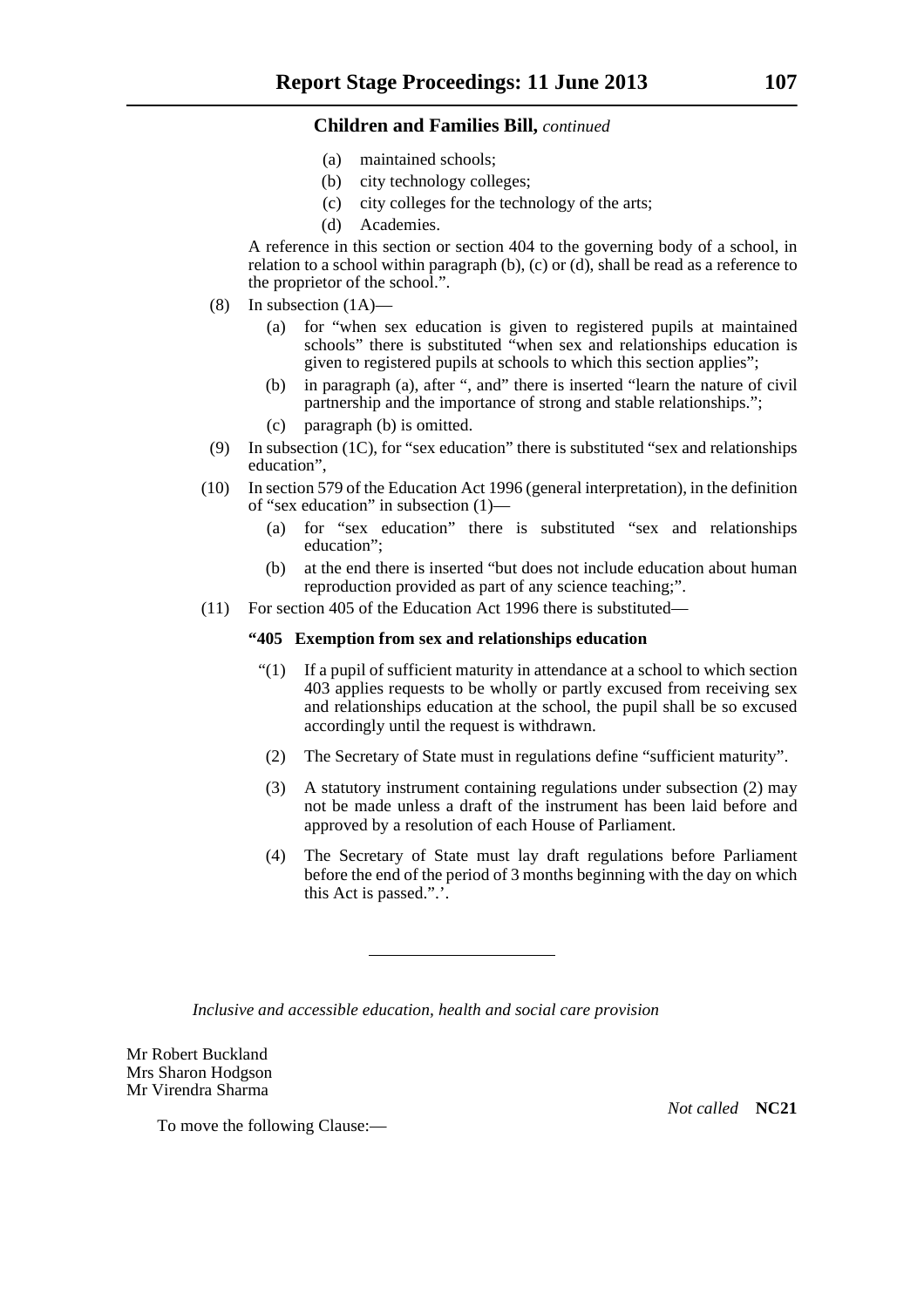**Children and Families Bill,** *continued*

(a) maintained schools;

(b) city technology colleges;

(c) city colleges for the technology of the arts;

(d) Academies.

A reference in this section or section 404 to the governing body of a school, in relation to a school within paragraph (b), (c) or (d), shall be read as a reference to the proprietor of the school.".

(8) In subsection (1A)—

(a) for "when sex education is given to registered pupils at maintained schools" there is substituted "when sex and relationships education is given to registered pupils at schools to which this section applies";

(b) in paragraph (a), after ", and" there is inserted "learn the nature of civil partnership and the importance of strong and stable relationships.";

(c) paragraph (b) is omitted.

(9) In subsection (1C), for "sex education" there is substituted "sex and relationships education",

(10) In section 579 of the Education Act 1996 (general interpretation), in the definition of "sex education" in subsection (1)—

(a) for "sex education" there is substituted "sex and relationships education";

(b) at the end there is inserted "but does not include education about human reproduction provided as part of any science teaching;".

(11) For section 405 of the Education Act 1996 there is substituted—

**"405 Exemption from sex and relationships education**

"(1) If a pupil of sufficient maturity in attendance at a school to which section 403 applies requests to be wholly or partly excused from receiving sex and relationships education at the school, the pupil shall be so excused accordingly until the request is withdrawn.

(2) The Secretary of State must in regulations define "sufficient maturity".

(3) A statutory instrument containing regulations under subsection (2) may not be made unless a draft of the instrument has been laid before and approved by a resolution of each House of Parliament.

(4) The Secretary of State must lay draft regulations before Parliament before the end of the period of 3 months beginning with the day on which this Act is passed.".'.

---

*Inclusive and accessible education, health and social care provision*

Mr Robert Buckland
Mrs Sharon Hodgson
Mr Virendra Sharma

*Not called* **NC21**

To move the following Clause:—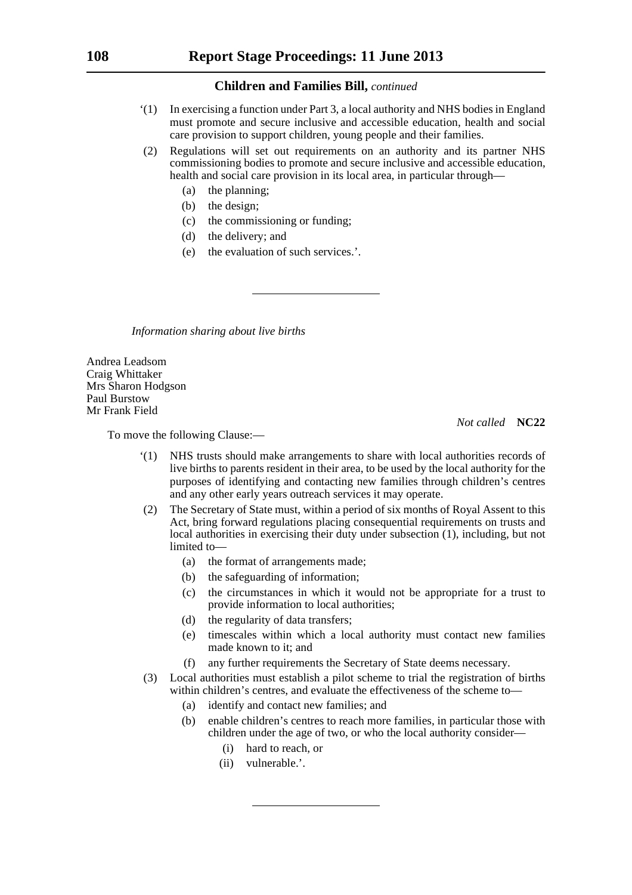## Children and Families Bill, *continued*

'(1) In exercising a function under Part 3, a local authority and NHS bodies in England must promote and secure inclusive and accessible education, health and social care provision to support children, young people and their families.

(2) Regulations will set out requirements on an authority and its partner NHS commissioning bodies to promote and secure inclusive and accessible education, health and social care provision in its local area, in particular through—

   (a) the planning;

   (b) the design;

   (c) the commissioning or funding;

   (d) the delivery; and

   (e) the evaluation of such services.'.

---

*Information sharing about live births*

Andrea Leadsom
Craig Whittaker
Mrs Sharon Hodgson
Paul Burstow
Mr Frank Field

*Not called* **NC22**

To move the following Clause:—

'(1) NHS trusts should make arrangements to share with local authorities records of live births to parents resident in their area, to be used by the local authority for the purposes of identifying and contacting new families through children's centres and any other early years outreach services it may operate.

(2) The Secretary of State must, within a period of six months of Royal Assent to this Act, bring forward regulations placing consequential requirements on trusts and local authorities in exercising their duty under subsection (1), including, but not limited to—

   (a) the format of arrangements made;

   (b) the safeguarding of information;

   (c) the circumstances in which it would not be appropriate for a trust to provide information to local authorities;

   (d) the regularity of data transfers;

   (e) timescales within which a local authority must contact new families made known to it; and

   (f) any further requirements the Secretary of State deems necessary.

(3) Local authorities must establish a pilot scheme to trial the registration of births within children's centres, and evaluate the effectiveness of the scheme to—

   (a) identify and contact new families; and

   (b) enable children's centres to reach more families, in particular those with children under the age of two, or who the local authority consider—

      (i) hard to reach, or

      (ii) vulnerable.'.

---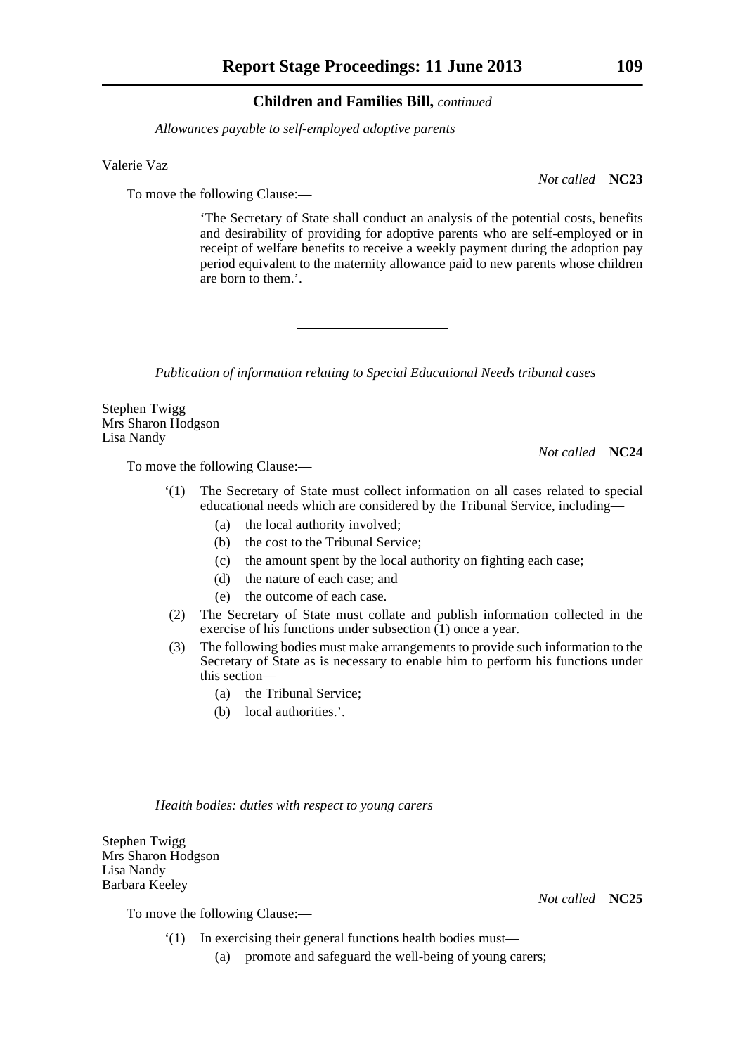*Allowances payable to self-employed adoptive parents*

Valerie Vaz

*Not called* **NC23**

To move the following Clause:—

'The Secretary of State shall conduct an analysis of the potential costs, benefits and desirability of providing for adoptive parents who are self-employed or in receipt of welfare benefits to receive a weekly payment during the adoption pay period equivalent to the maternity allowance paid to new parents whose children are born to them.'.

---

*Publication of information relating to Special Educational Needs tribunal cases*

Stephen Twigg
Mrs Sharon Hodgson
Lisa Nandy

*Not called* **NC24**

To move the following Clause:—

'(1) The Secretary of State must collect information on all cases related to special educational needs which are considered by the Tribunal Service, including—
  (a) the local authority involved;
  (b) the cost to the Tribunal Service;
  (c) the amount spent by the local authority on fighting each case;
  (d) the nature of each case; and
  (e) the outcome of each case.

(2) The Secretary of State must collate and publish information collected in the exercise of his functions under subsection (1) once a year.

(3) The following bodies must make arrangements to provide such information to the Secretary of State as is necessary to enable him to perform his functions under this section—
  (a) the Tribunal Service;
  (b) local authorities.'.

---

*Health bodies: duties with respect to young carers*

Stephen Twigg
Mrs Sharon Hodgson
Lisa Nandy
Barbara Keeley

*Not called* **NC25**

To move the following Clause:—

'(1) In exercising their general functions health bodies must—
  (a) promote and safeguard the well-being of young carers;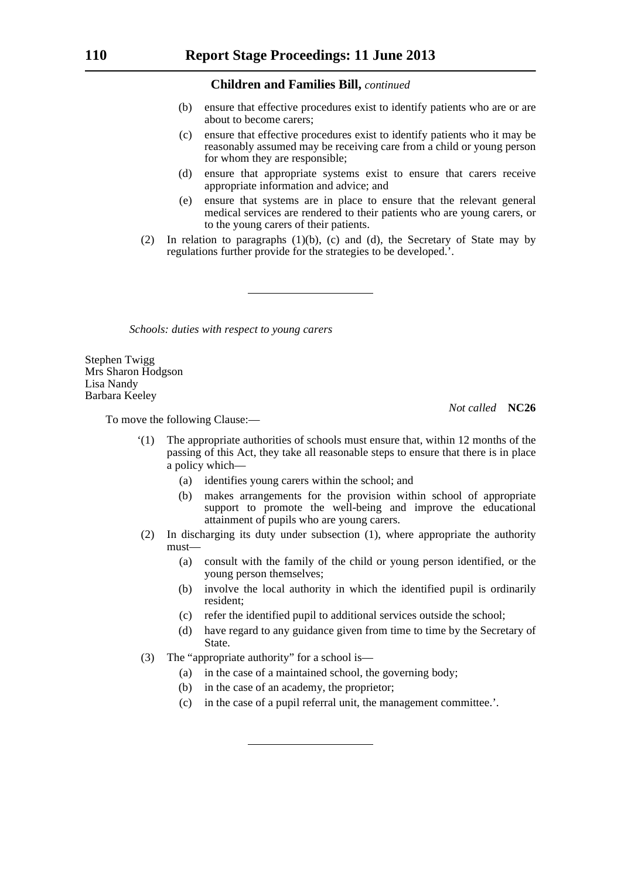**Children and Families Bill,** *continued*

(b) ensure that effective procedures exist to identify patients who are or are about to become carers;

(c) ensure that effective procedures exist to identify patients who it may be reasonably assumed may be receiving care from a child or young person for whom they are responsible;

(d) ensure that appropriate systems exist to ensure that carers receive appropriate information and advice; and

(e) ensure that systems are in place to ensure that the relevant general medical services are rendered to their patients who are young carers, or to the young carers of their patients.

(2) In relation to paragraphs (1)(b), (c) and (d), the Secretary of State may by regulations further provide for the strategies to be developed.'.

---

*Schools: duties with respect to young carers*

Stephen Twigg
Mrs Sharon Hodgson
Lisa Nandy
Barbara Keeley

*Not called* **NC26**

To move the following Clause:—

'(1) The appropriate authorities of schools must ensure that, within 12 months of the passing of this Act, they take all reasonable steps to ensure that there is in place a policy which—

(a) identifies young carers within the school; and

(b) makes arrangements for the provision within school of appropriate support to promote the well-being and improve the educational attainment of pupils who are young carers.

(2) In discharging its duty under subsection (1), where appropriate the authority must—

(a) consult with the family of the child or young person identified, or the young person themselves;

(b) involve the local authority in which the identified pupil is ordinarily resident;

(c) refer the identified pupil to additional services outside the school;

(d) have regard to any guidance given from time to time by the Secretary of State.

(3) The "appropriate authority" for a school is—

(a) in the case of a maintained school, the governing body;

(b) in the case of an academy, the proprietor;

(c) in the case of a pupil referral unit, the management committee.'.

---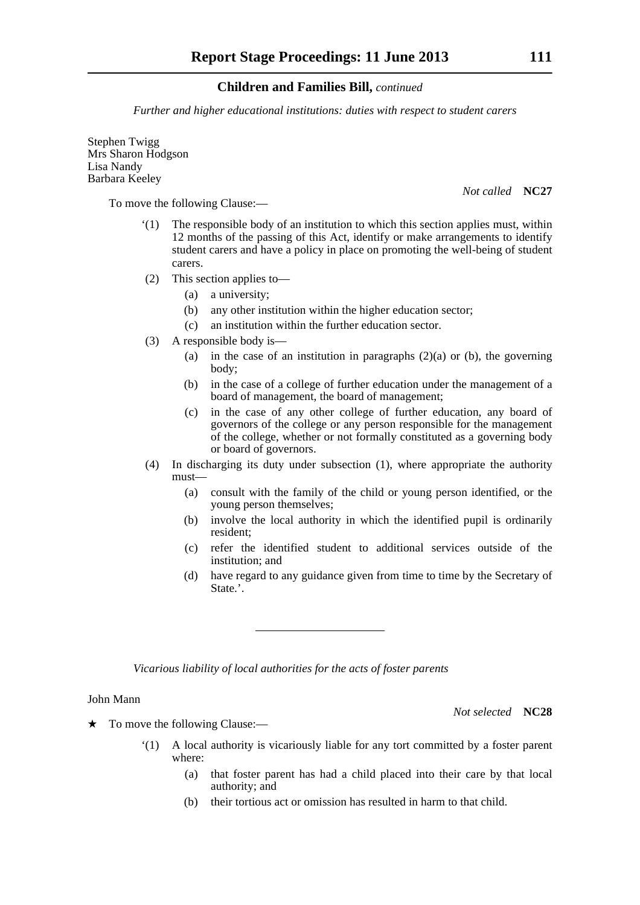**Children and Families Bill,** *continued*

*Further and higher educational institutions: duties with respect to student carers*

Stephen Twigg
Mrs Sharon Hodgson
Lisa Nandy
Barbara Keeley

*Not called* **NC27**

To move the following Clause:—

'(1) The responsible body of an institution to which this section applies must, within 12 months of the passing of this Act, identify or make arrangements to identify student carers and have a policy in place on promoting the well-being of student carers.

(2) This section applies to—

(a) a university;

(b) any other institution within the higher education sector;

(c) an institution within the further education sector.

(3) A responsible body is—

(a) in the case of an institution in paragraphs (2)(a) or (b), the governing body;

(b) in the case of a college of further education under the management of a board of management, the board of management;

(c) in the case of any other college of further education, any board of governors of the college or any person responsible for the management of the college, whether or not formally constituted as a governing body or board of governors.

(4) In discharging its duty under subsection (1), where appropriate the authority must—

(a) consult with the family of the child or young person identified, or the young person themselves;

(b) involve the local authority in which the identified pupil is ordinarily resident;

(c) refer the identified student to additional services outside of the institution; and

(d) have regard to any guidance given from time to time by the Secretary of State.'.

---

*Vicarious liability of local authorities for the acts of foster parents*

John Mann

*Not selected* **NC28**

★ To move the following Clause:—

'(1) A local authority is vicariously liable for any tort committed by a foster parent where:

(a) that foster parent has had a child placed into their care by that local authority; and

(b) their tortious act or omission has resulted in harm to that child.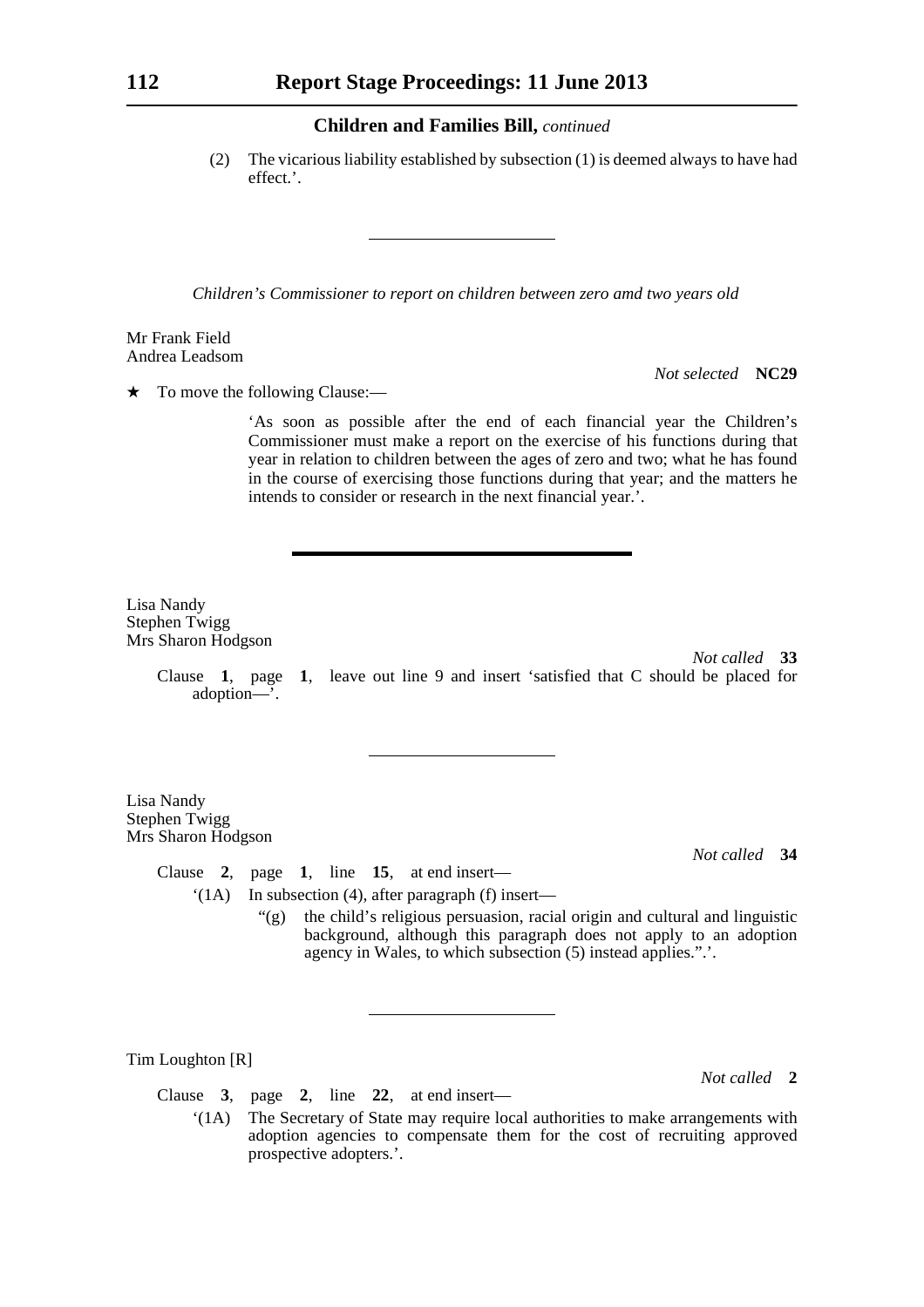## Children and Families Bill, *continued*

(2) The vicarious liability established by subsection (1) is deemed always to have had effect.'.

---

*Children's Commissioner to report on children between zero amd two years old*

Mr Frank Field
Andrea Leadsom

*Not selected* **NC29**

★ To move the following Clause:—

'As soon as possible after the end of each financial year the Children's Commissioner must make a report on the exercise of his functions during that year in relation to children between the ages of zero and two; what he has found in the course of exercising those functions during that year; and the matters he intends to consider or research in the next financial year.'.

---

Lisa Nandy
Stephen Twigg
Mrs Sharon Hodgson

*Not called* **33**

Clause **1**, page **1**, leave out line 9 and insert 'satisfied that C should be placed for adoption—'.

---

Lisa Nandy
Stephen Twigg
Mrs Sharon Hodgson

*Not called* **34**

Clause **2**, page **1**, line **15**, at end insert—

'(1A) In subsection (4), after paragraph (f) insert—

"(g) the child's religious persuasion, racial origin and cultural and linguistic background, although this paragraph does not apply to an adoption agency in Wales, to which subsection (5) instead applies.".'.

---

Tim Loughton [R]

*Not called* **2**

Clause **3**, page **2**, line **22**, at end insert—

'(1A) The Secretary of State may require local authorities to make arrangements with adoption agencies to compensate them for the cost of recruiting approved prospective adopters.'.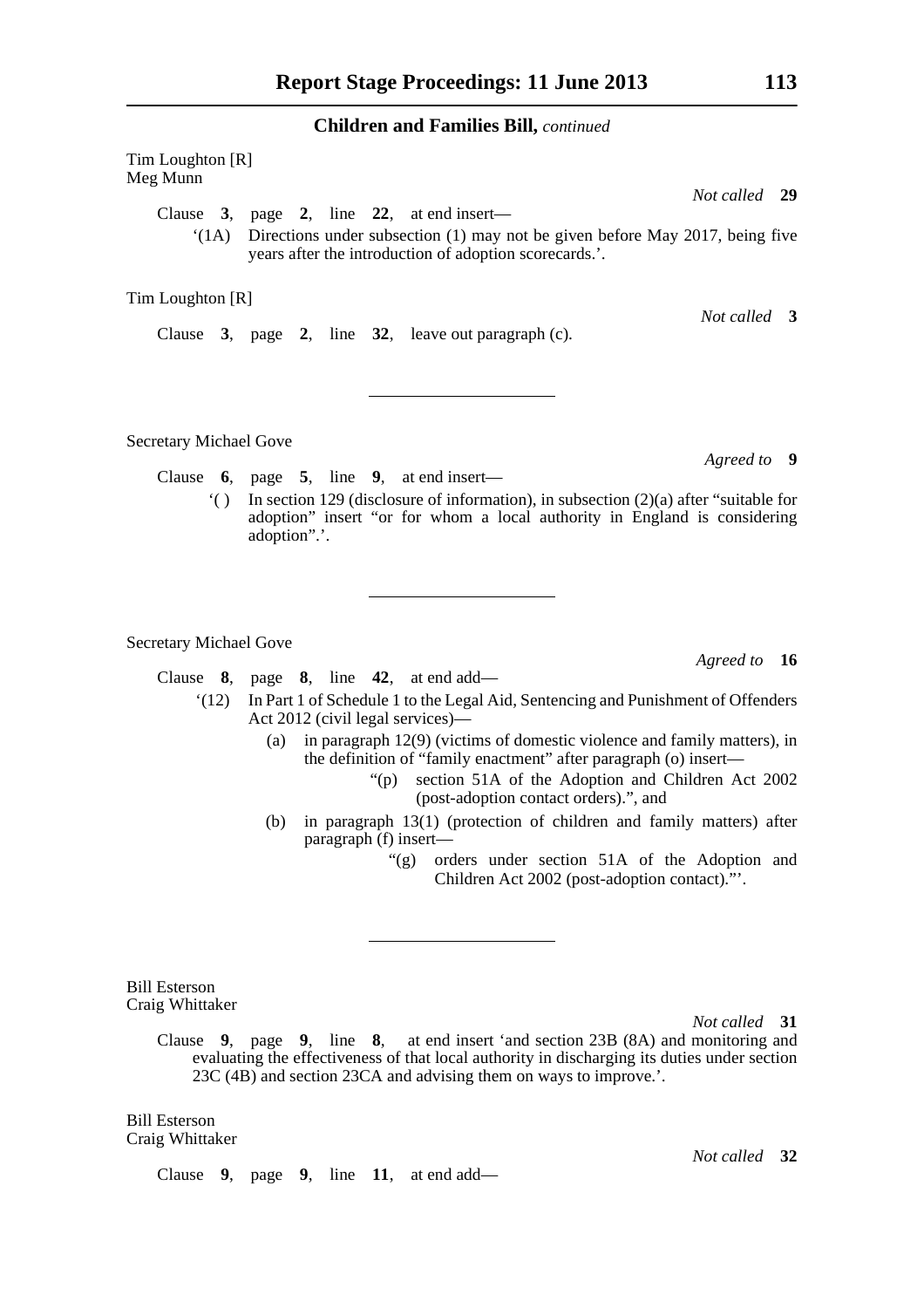**Children and Families Bill,** *continued*

Tim Loughton [R]
Meg Munn

*Not called* **29**

Clause **3**, page **2**, line **22**, at end insert—

'(1A) Directions under subsection (1) may not be given before May 2017, being five years after the introduction of adoption scorecards.'.

Tim Loughton [R]

*Not called* **3**

Clause **3**, page **2**, line **32**, leave out paragraph (c).

---

Secretary Michael Gove

*Agreed to* **9**

Clause **6**, page **5**, line **9**, at end insert—

'( ) In section 129 (disclosure of information), in subsection (2)(a) after "suitable for adoption" insert "or for whom a local authority in England is considering adoption".'.

---

Secretary Michael Gove

*Agreed to* **16**

Clause **8**, page **8**, line **42**, at end add—

'(12) In Part 1 of Schedule 1 to the Legal Aid, Sentencing and Punishment of Offenders Act 2012 (civil legal services)—

(a) in paragraph 12(9) (victims of domestic violence and family matters), in the definition of "family enactment" after paragraph (o) insert—

"(p) section 51A of the Adoption and Children Act 2002 (post-adoption contact orders).", and

(b) in paragraph 13(1) (protection of children and family matters) after paragraph (f) insert—

"(g) orders under section 51A of the Adoption and Children Act 2002 (post-adoption contact)."'.

---

Bill Esterson
Craig Whittaker

*Not called* **31**

Clause **9**, page **9**, line **8**, at end insert 'and section 23B (8A) and monitoring and evaluating the effectiveness of that local authority in discharging its duties under section 23C (4B) and section 23CA and advising them on ways to improve.'.

Bill Esterson
Craig Whittaker

*Not called* **32**

Clause **9**, page **9**, line **11**, at end add—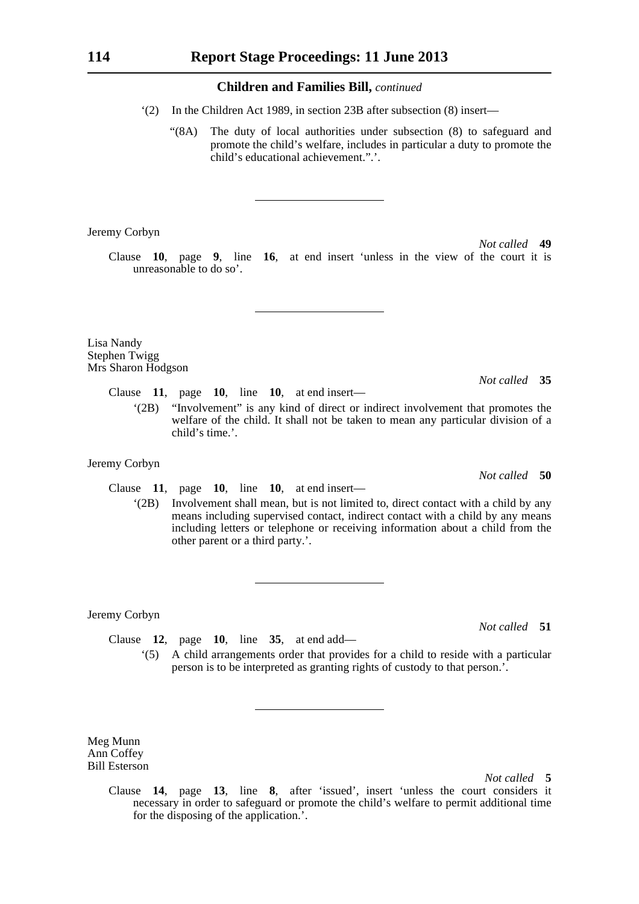**Children and Families Bill,** *continued*

'(2) In the Children Act 1989, in section 23B after subsection (8) insert—

"(8A) The duty of local authorities under subsection (8) to safeguard and promote the child's welfare, includes in particular a duty to promote the child's educational achievement.".'.

---

Jeremy Corbyn

*Not called* **49**

Clause **10**, page **9**, line **16**, at end insert 'unless in the view of the court it is unreasonable to do so'.

---

Lisa Nandy
Stephen Twigg
Mrs Sharon Hodgson

*Not called* **35**

Clause **11**, page **10**, line **10**, at end insert—

'(2B) "Involvement" is any kind of direct or indirect involvement that promotes the welfare of the child. It shall not be taken to mean any particular division of a child's time.'.

Jeremy Corbyn

*Not called* **50**

Clause **11**, page **10**, line **10**, at end insert—

'(2B) Involvement shall mean, but is not limited to, direct contact with a child by any means including supervised contact, indirect contact with a child by any means including letters or telephone or receiving information about a child from the other parent or a third party.'.

---

Jeremy Corbyn

*Not called* **51**

Clause **12**, page **10**, line **35**, at end add—

'(5) A child arrangements order that provides for a child to reside with a particular person is to be interpreted as granting rights of custody to that person.'.

---

Meg Munn
Ann Coffey
Bill Esterson

*Not called* **5**

Clause **14**, page **13**, line **8**, after 'issued', insert 'unless the court considers it necessary in order to safeguard or promote the child's welfare to permit additional time for the disposing of the application.'.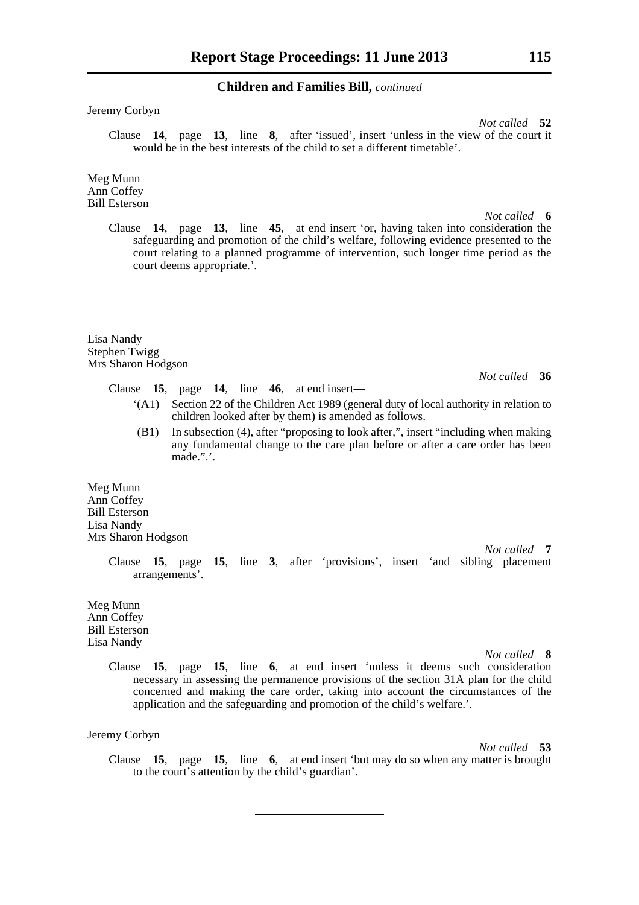**Children and Families Bill,** *continued*

Jeremy Corbyn

*Not called* **52**

Clause **14**, page **13**, line **8**, after 'issued', insert 'unless in the view of the court it would be in the best interests of the child to set a different timetable'.

Meg Munn
Ann Coffey
Bill Esterson

*Not called* **6**

Clause **14**, page **13**, line **45**, at end insert 'or, having taken into consideration the safeguarding and promotion of the child's welfare, following evidence presented to the court relating to a planned programme of intervention, such longer time period as the court deems appropriate.'.

---

Lisa Nandy
Stephen Twigg
Mrs Sharon Hodgson

*Not called* **36**

Clause **15**, page **14**, line **46**, at end insert—

'(A1) Section 22 of the Children Act 1989 (general duty of local authority in relation to children looked after by them) is amended as follows.

(B1) In subsection (4), after "proposing to look after,", insert "including when making any fundamental change to the care plan before or after a care order has been made.".'.

Meg Munn
Ann Coffey
Bill Esterson
Lisa Nandy
Mrs Sharon Hodgson

*Not called* **7**

Clause **15**, page **15**, line **3**, after 'provisions', insert 'and sibling placement arrangements'.

Meg Munn
Ann Coffey
Bill Esterson
Lisa Nandy

*Not called* **8**

Clause **15**, page **15**, line **6**, at end insert 'unless it deems such consideration necessary in assessing the permanence provisions of the section 31A plan for the child concerned and making the care order, taking into account the circumstances of the application and the safeguarding and promotion of the child's welfare.'.

Jeremy Corbyn

*Not called* **53**

Clause **15**, page **15**, line **6**, at end insert 'but may do so when any matter is brought to the court's attention by the child's guardian'.

---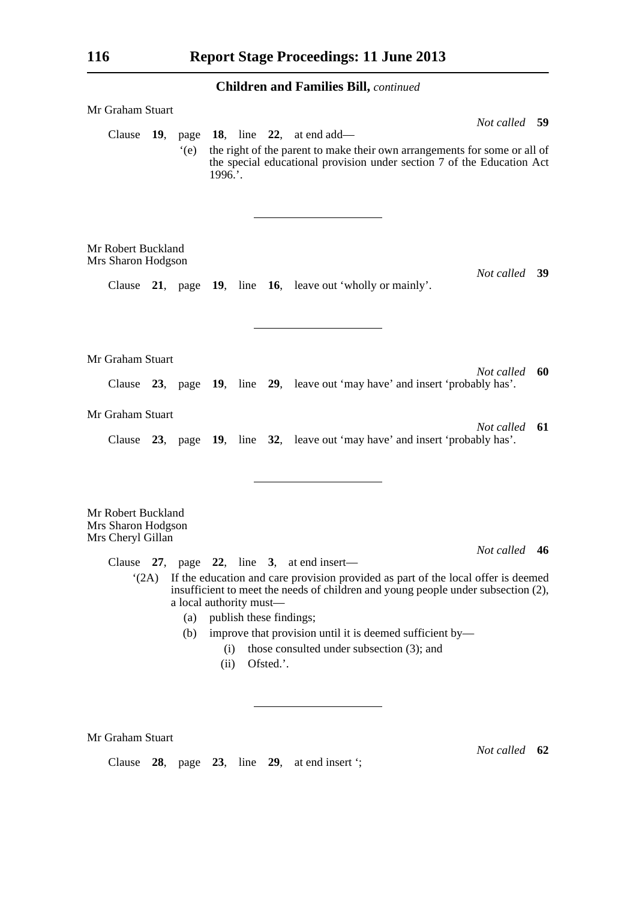## Children and Families Bill, *continued*

Mr Graham Stuart

*Not called* **59**

Clause **19**, page **18**, line **22**, at end add—

‘(e) the right of the parent to make their own arrangements for some or all of the special educational provision under section 7 of the Education Act 1996.’.

---

Mr Robert Buckland
Mrs Sharon Hodgson

*Not called* **39**

Clause **21**, page **19**, line **16**, leave out ‘wholly or mainly’.

---

Mr Graham Stuart

*Not called* **60**

Clause **23**, page **19**, line **29**, leave out ‘may have’ and insert ‘probably has’.

Mr Graham Stuart

*Not called* **61**

Clause **23**, page **19**, line **32**, leave out ‘may have’ and insert ‘probably has’.

---

Mr Robert Buckland
Mrs Sharon Hodgson
Mrs Cheryl Gillan

*Not called* **46**

Clause **27**, page **22**, line **3**, at end insert—

‘(2A) If the education and care provision provided as part of the local offer is deemed insufficient to meet the needs of children and young people under subsection (2), a local authority must—

(a) publish these findings;

(b) improve that provision until it is deemed sufficient by—

(i) those consulted under subsection (3); and

(ii) Ofsted.’.

---

Mr Graham Stuart

*Not called* **62**

Clause **28**, page **23**, line **29**, at end insert ‘;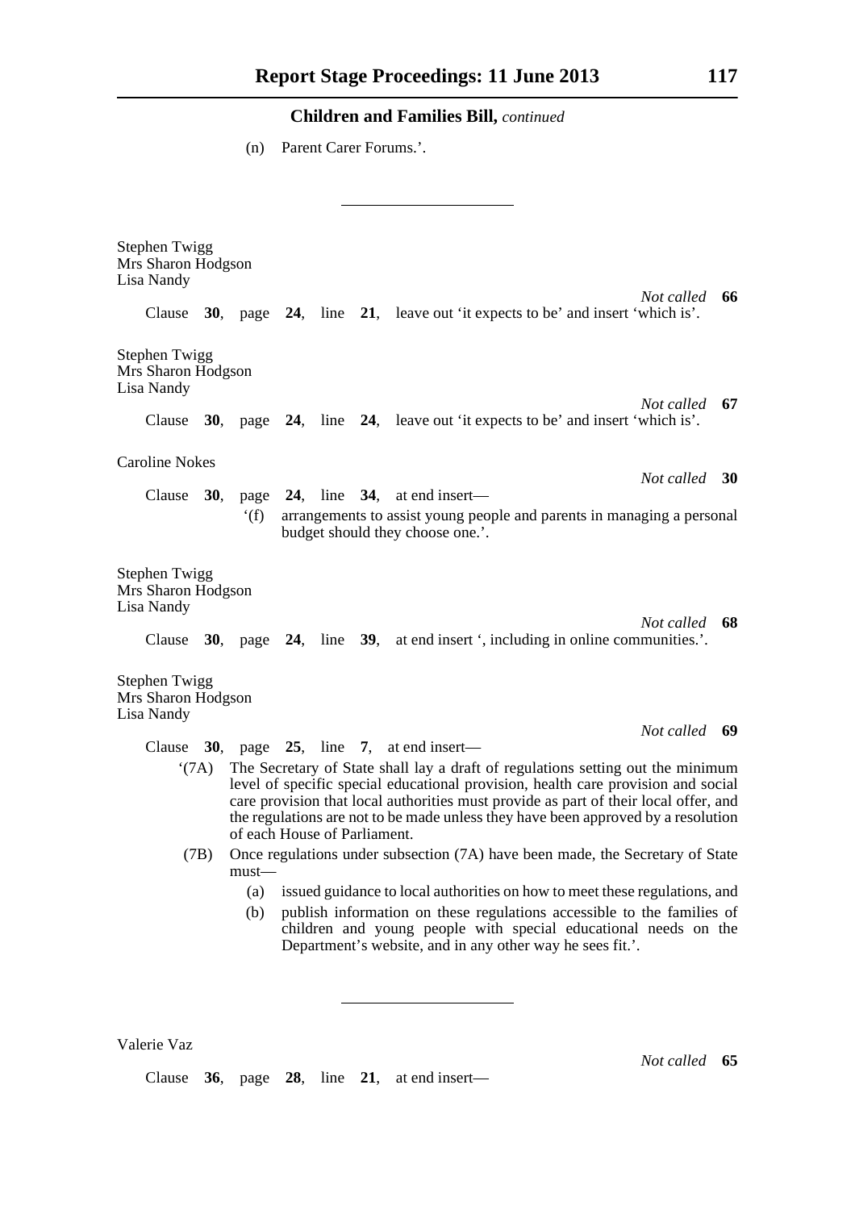**Children and Families Bill,** *continued*

(n) Parent Carer Forums.'.

---

Stephen Twigg
Mrs Sharon Hodgson
Lisa Nandy

*Not called* **66**

Clause **30**, page **24**, line **21**, leave out 'it expects to be' and insert 'which is'.

Stephen Twigg
Mrs Sharon Hodgson
Lisa Nandy

*Not called* **67**

Clause **30**, page **24**, line **24**, leave out 'it expects to be' and insert 'which is'.

Caroline Nokes

*Not called* **30**

Clause **30**, page **24**, line **34**, at end insert—

'(f) arrangements to assist young people and parents in managing a personal budget should they choose one.'.

Stephen Twigg
Mrs Sharon Hodgson
Lisa Nandy

*Not called* **68**

Clause **30**, page **24**, line **39**, at end insert ', including in online communities.'.

Stephen Twigg
Mrs Sharon Hodgson
Lisa Nandy

*Not called* **69**

Clause **30**, page **25**, line **7**, at end insert—

'(7A) The Secretary of State shall lay a draft of regulations setting out the minimum level of specific special educational provision, health care provision and social care provision that local authorities must provide as part of their local offer, and the regulations are not to be made unless they have been approved by a resolution of each House of Parliament.

(7B) Once regulations under subsection (7A) have been made, the Secretary of State must—

(a) issued guidance to local authorities on how to meet these regulations, and

(b) publish information on these regulations accessible to the families of children and young people with special educational needs on the Department's website, and in any other way he sees fit.'.

---

Valerie Vaz

*Not called* **65**

Clause **36**, page **28**, line **21**, at end insert—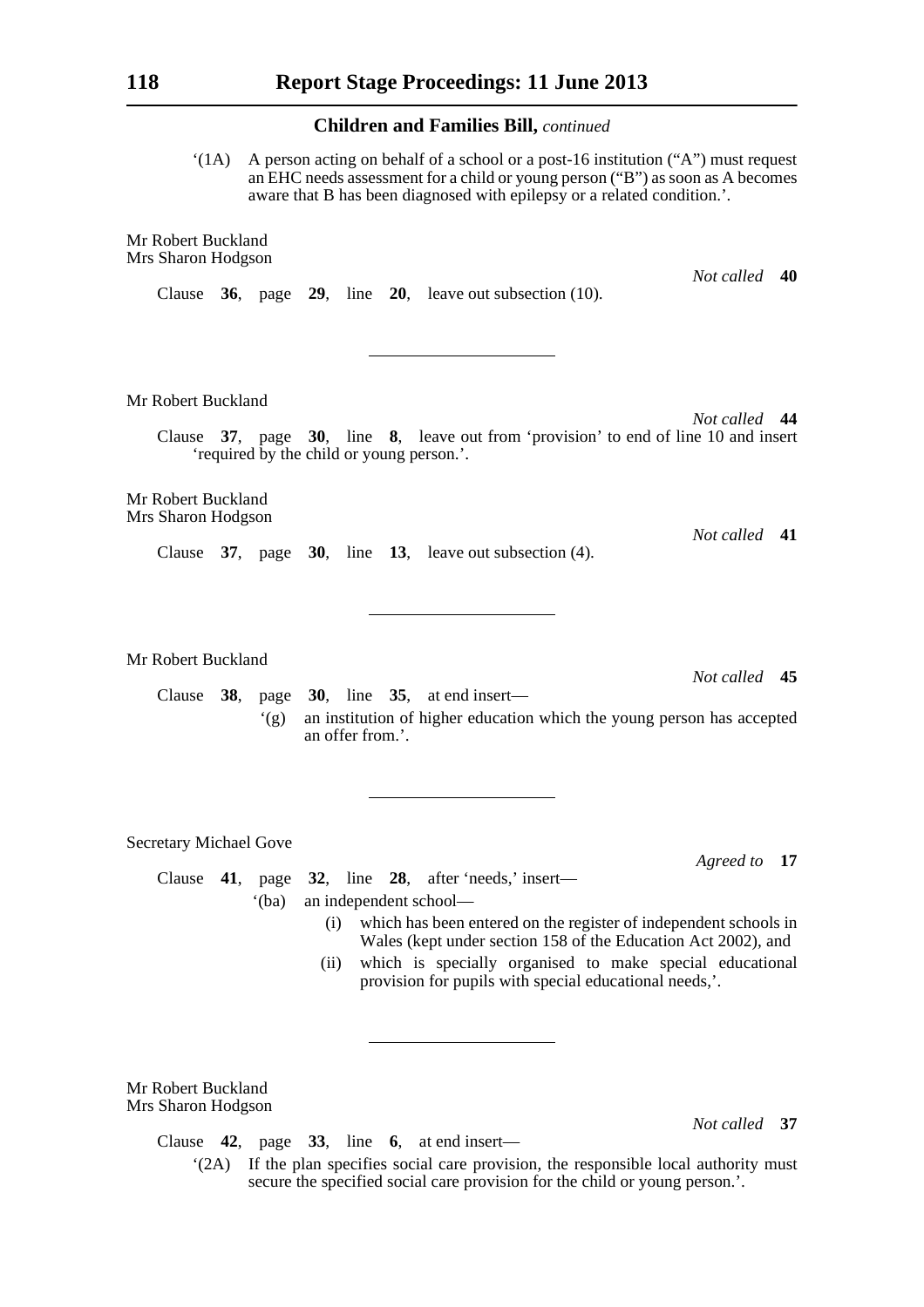**Children and Families Bill,** *continued*

'(1A) A person acting on behalf of a school or a post-16 institution ("A") must request an EHC needs assessment for a child or young person ("B") as soon as A becomes aware that B has been diagnosed with epilepsy or a related condition.'.

Mr Robert Buckland
Mrs Sharon Hodgson

*Not called* **40**

Clause **36**, page **29**, line **20**, leave out subsection (10).

---

Mr Robert Buckland

*Not called* **44**

Clause **37**, page **30**, line **8**, leave out from 'provision' to end of line 10 and insert 'required by the child or young person.'.

Mr Robert Buckland
Mrs Sharon Hodgson

*Not called* **41**

Clause **37**, page **30**, line **13**, leave out subsection (4).

---

Mr Robert Buckland

*Not called* **45**

Clause **38**, page **30**, line **35**, at end insert—

'(g) an institution of higher education which the young person has accepted an offer from.'.

---

Secretary Michael Gove

*Agreed to* **17**

Clause **41**, page **32**, line **28**, after 'needs,' insert—

'(ba) an independent school—

(i) which has been entered on the register of independent schools in Wales (kept under section 158 of the Education Act 2002), and

(ii) which is specially organised to make special educational provision for pupils with special educational needs,'.

---

Mr Robert Buckland
Mrs Sharon Hodgson

*Not called* **37**

Clause **42**, page **33**, line **6**, at end insert—

'(2A) If the plan specifies social care provision, the responsible local authority must secure the specified social care provision for the child or young person.'.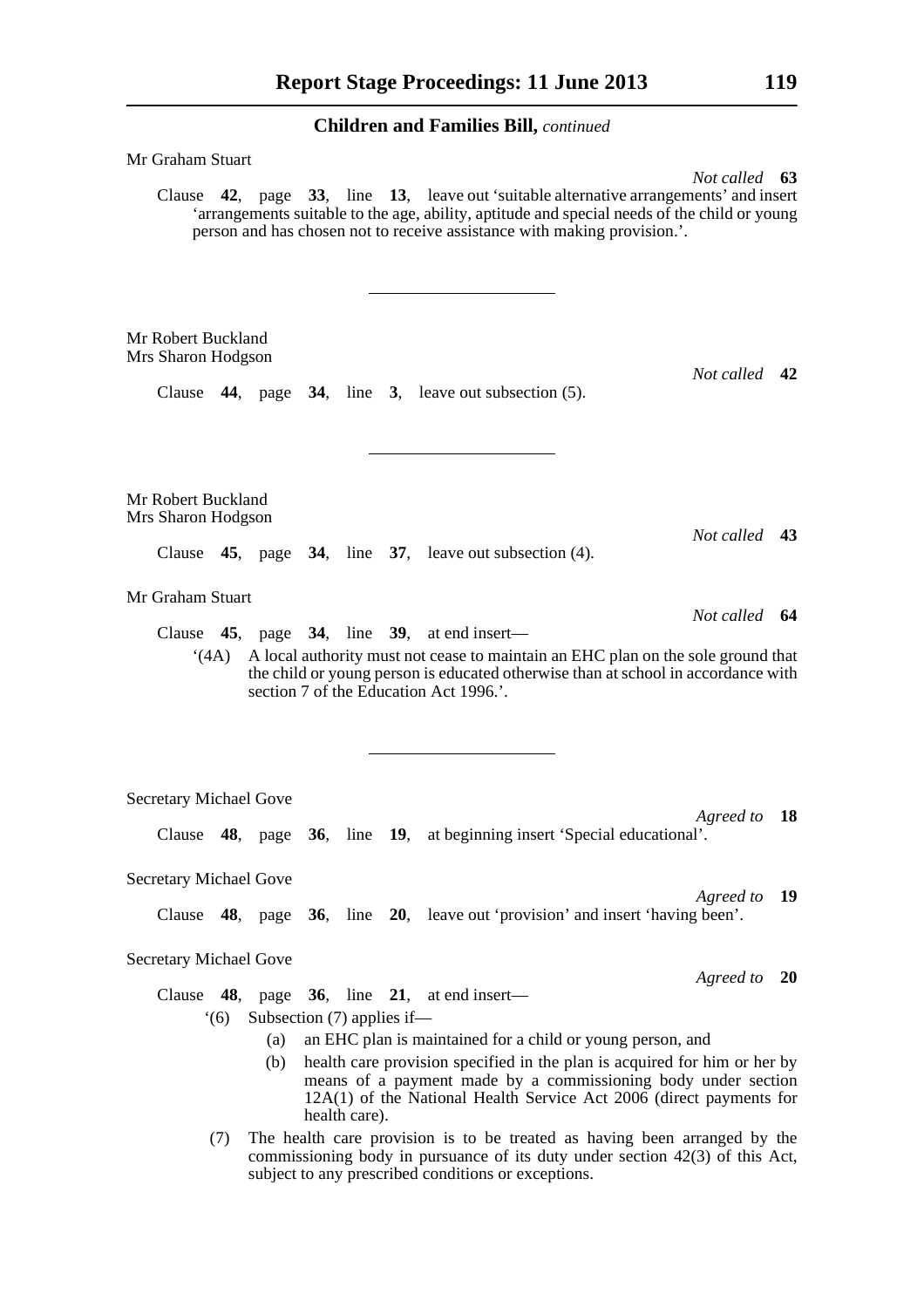## Children and Families Bill, *continued*

Mr Graham Stuart

*Not called* **63**

Clause **42**, page **33**, line **13**, leave out 'suitable alternative arrangements' and insert 'arrangements suitable to the age, ability, aptitude and special needs of the child or young person and has chosen not to receive assistance with making provision.'.

---

Mr Robert Buckland
Mrs Sharon Hodgson

*Not called* **42**

Clause **44**, page **34**, line **3**, leave out subsection (5).

---

Mr Robert Buckland
Mrs Sharon Hodgson

*Not called* **43**

Clause **45**, page **34**, line **37**, leave out subsection (4).

Mr Graham Stuart

*Not called* **64**

Clause **45**, page **34**, line **39**, at end insert—

'(4A) A local authority must not cease to maintain an EHC plan on the sole ground that the child or young person is educated otherwise than at school in accordance with section 7 of the Education Act 1996.'.

---

Secretary Michael Gove

*Agreed to* **18**

Clause **48**, page **36**, line **19**, at beginning insert 'Special educational'.

Secretary Michael Gove

*Agreed to* **19**

Clause **48**, page **36**, line **20**, leave out 'provision' and insert 'having been'.

Secretary Michael Gove

*Agreed to* **20**

Clause **48**, page **36**, line **21**, at end insert—

'(6) Subsection (7) applies if—

(a) an EHC plan is maintained for a child or young person, and

(b) health care provision specified in the plan is acquired for him or her by means of a payment made by a commissioning body under section 12A(1) of the National Health Service Act 2006 (direct payments for health care).

(7) The health care provision is to be treated as having been arranged by the commissioning body in pursuance of its duty under section 42(3) of this Act, subject to any prescribed conditions or exceptions.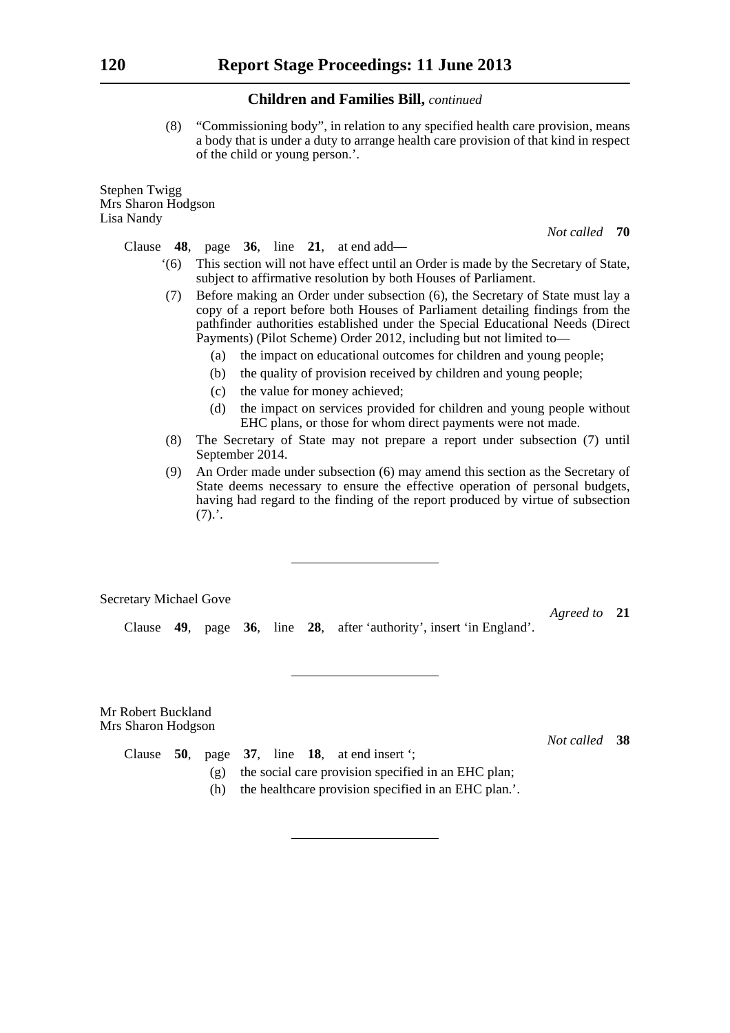## Children and Families Bill, *continued*

(8) "Commissioning body", in relation to any specified health care provision, means a body that is under a duty to arrange health care provision of that kind in respect of the child or young person.'.

Stephen Twigg
Mrs Sharon Hodgson
Lisa Nandy

*Not called* **70**

Clause **48**, page **36**, line **21**, at end add—

'(6) This section will not have effect until an Order is made by the Secretary of State, subject to affirmative resolution by both Houses of Parliament.

(7) Before making an Order under subsection (6), the Secretary of State must lay a copy of a report before both Houses of Parliament detailing findings from the pathfinder authorities established under the Special Educational Needs (Direct Payments) (Pilot Scheme) Order 2012, including but not limited to—

(a) the impact on educational outcomes for children and young people;

(b) the quality of provision received by children and young people;

(c) the value for money achieved;

(d) the impact on services provided for children and young people without EHC plans, or those for whom direct payments were not made.

(8) The Secretary of State may not prepare a report under subsection (7) until September 2014.

(9) An Order made under subsection (6) may amend this section as the Secretary of State deems necessary to ensure the effective operation of personal budgets, having had regard to the finding of the report produced by virtue of subsection (7).'.

---

Secretary Michael Gove

*Agreed to* **21**

Clause **49**, page **36**, line **28**, after 'authority', insert 'in England'.

---

Mr Robert Buckland
Mrs Sharon Hodgson

*Not called* **38**

Clause **50**, page **37**, line **18**, at end insert ';

(g) the social care provision specified in an EHC plan;

(h) the healthcare provision specified in an EHC plan.'.

---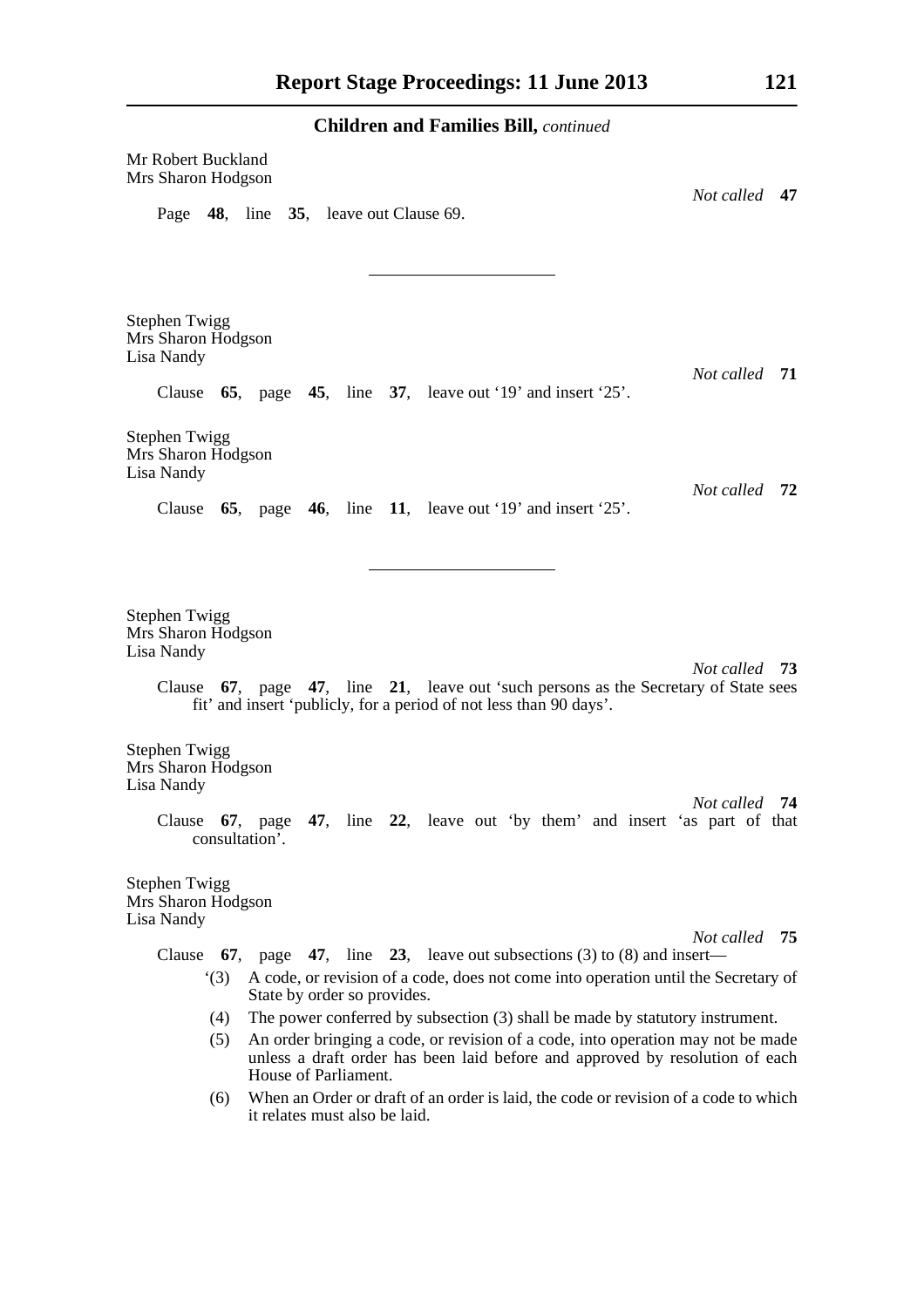Mr Robert Buckland
Mrs Sharon Hodgson

*Not called* **47**

Page **48**, line **35**, leave out Clause 69.

---

Stephen Twigg
Mrs Sharon Hodgson
Lisa Nandy

*Not called* **71**

Clause **65**, page **45**, line **37**, leave out '19' and insert '25'.

Stephen Twigg
Mrs Sharon Hodgson
Lisa Nandy

*Not called* **72**

Clause **65**, page **46**, line **11**, leave out '19' and insert '25'.

---

Stephen Twigg
Mrs Sharon Hodgson
Lisa Nandy

*Not called* **73**

Clause **67**, page **47**, line **21**, leave out 'such persons as the Secretary of State sees fit' and insert 'publicly, for a period of not less than 90 days'.

Stephen Twigg
Mrs Sharon Hodgson
Lisa Nandy

*Not called* **74**

Clause **67**, page **47**, line **22**, leave out 'by them' and insert 'as part of that consultation'.

Stephen Twigg
Mrs Sharon Hodgson
Lisa Nandy

*Not called* **75**

Clause **67**, page **47**, line **23**, leave out subsections (3) to (8) and insert—

'(3) A code, or revision of a code, does not come into operation until the Secretary of State by order so provides.

(4) The power conferred by subsection (3) shall be made by statutory instrument.

(5) An order bringing a code, or revision of a code, into operation may not be made unless a draft order has been laid before and approved by resolution of each House of Parliament.

(6) When an Order or draft of an order is laid, the code or revision of a code to which it relates must also be laid.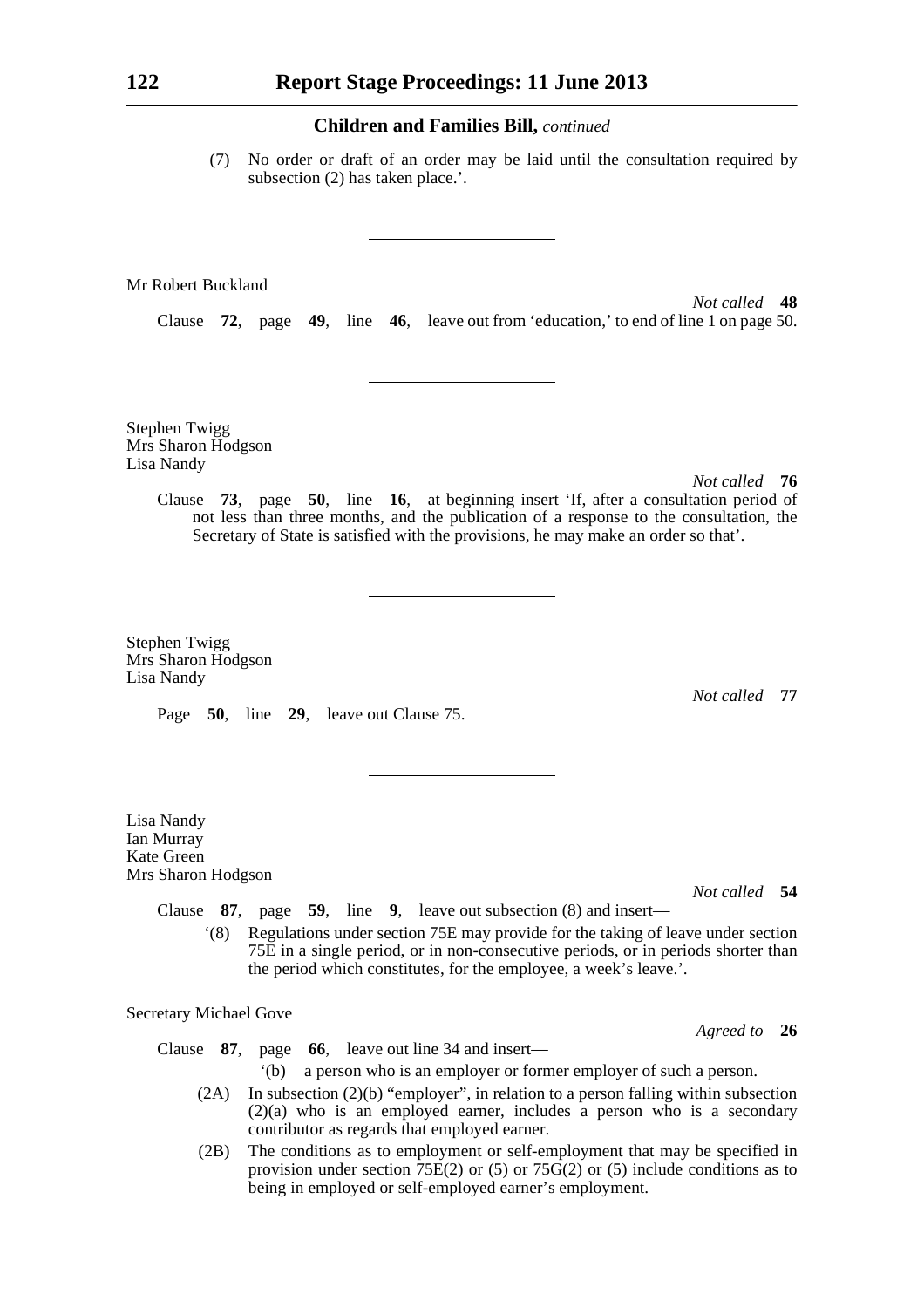## Children and Families Bill, *continued*

(7) No order or draft of an order may be laid until the consultation required by subsection (2) has taken place.'.

---

Mr Robert Buckland

*Not called* **48**

Clause **72**, page **49**, line **46**, leave out from 'education,' to end of line 1 on page 50.

---

Stephen Twigg
Mrs Sharon Hodgson
Lisa Nandy

*Not called* **76**

Clause **73**, page **50**, line **16**, at beginning insert 'If, after a consultation period of not less than three months, and the publication of a response to the consultation, the Secretary of State is satisfied with the provisions, he may make an order so that'.

---

Stephen Twigg
Mrs Sharon Hodgson
Lisa Nandy

*Not called* **77**

Page **50**, line **29**, leave out Clause 75.

---

Lisa Nandy
Ian Murray
Kate Green
Mrs Sharon Hodgson

*Not called* **54**

Clause **87**, page **59**, line **9**, leave out subsection (8) and insert—

'(8) Regulations under section 75E may provide for the taking of leave under section 75E in a single period, or in non-consecutive periods, or in periods shorter than the period which constitutes, for the employee, a week's leave.'.

Secretary Michael Gove

*Agreed to* **26**

Clause **87**, page **66**, leave out line 34 and insert—

'(b) a person who is an employer or former employer of such a person.

(2A) In subsection (2)(b) "employer", in relation to a person falling within subsection (2)(a) who is an employed earner, includes a person who is a secondary contributor as regards that employed earner.

(2B) The conditions as to employment or self-employment that may be specified in provision under section 75E(2) or (5) or 75G(2) or (5) include conditions as to being in employed or self-employed earner's employment.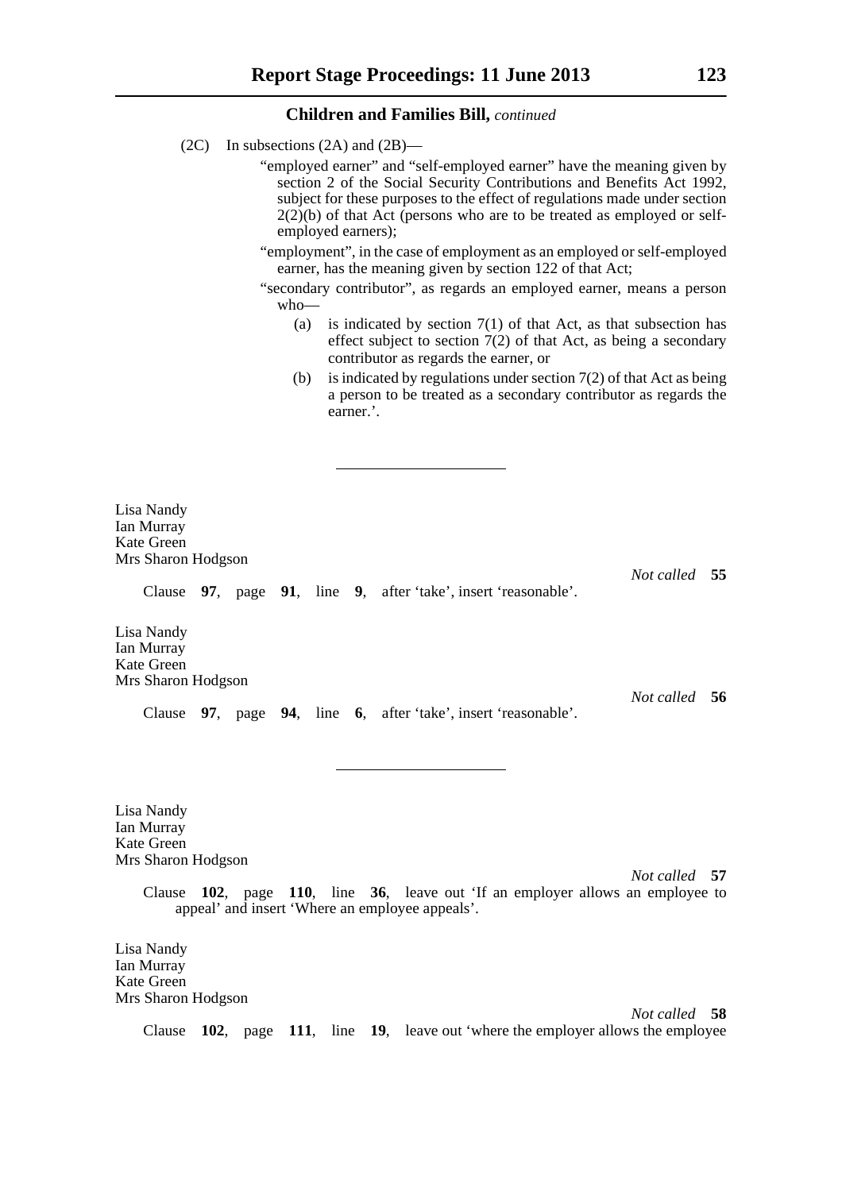(2C) In subsections (2A) and (2B)—

"employed earner" and "self-employed earner" have the meaning given by section 2 of the Social Security Contributions and Benefits Act 1992, subject for these purposes to the effect of regulations made under section 2(2)(b) of that Act (persons who are to be treated as employed or self-employed earners);

"employment", in the case of employment as an employed or self-employed earner, has the meaning given by section 122 of that Act;

"secondary contributor", as regards an employed earner, means a person who—

(a) is indicated by section 7(1) of that Act, as that subsection has effect subject to section 7(2) of that Act, as being a secondary contributor as regards the earner, or

(b) is indicated by regulations under section 7(2) of that Act as being a person to be treated as a secondary contributor as regards the earner.'.

---

Lisa Nandy
Ian Murray
Kate Green
Mrs Sharon Hodgson

*Not called* **55**

Clause **97**, page **91**, line **9**, after 'take', insert 'reasonable'.

Lisa Nandy
Ian Murray
Kate Green
Mrs Sharon Hodgson

*Not called* **56**

Clause **97**, page **94**, line **6**, after 'take', insert 'reasonable'.

---

Lisa Nandy
Ian Murray
Kate Green
Mrs Sharon Hodgson

*Not called* **57**

Clause **102**, page **110**, line **36**, leave out 'If an employer allows an employee to appeal' and insert 'Where an employee appeals'.

Lisa Nandy
Ian Murray
Kate Green
Mrs Sharon Hodgson

*Not called* **58**

Clause **102**, page **111**, line **19**, leave out 'where the employer allows the employee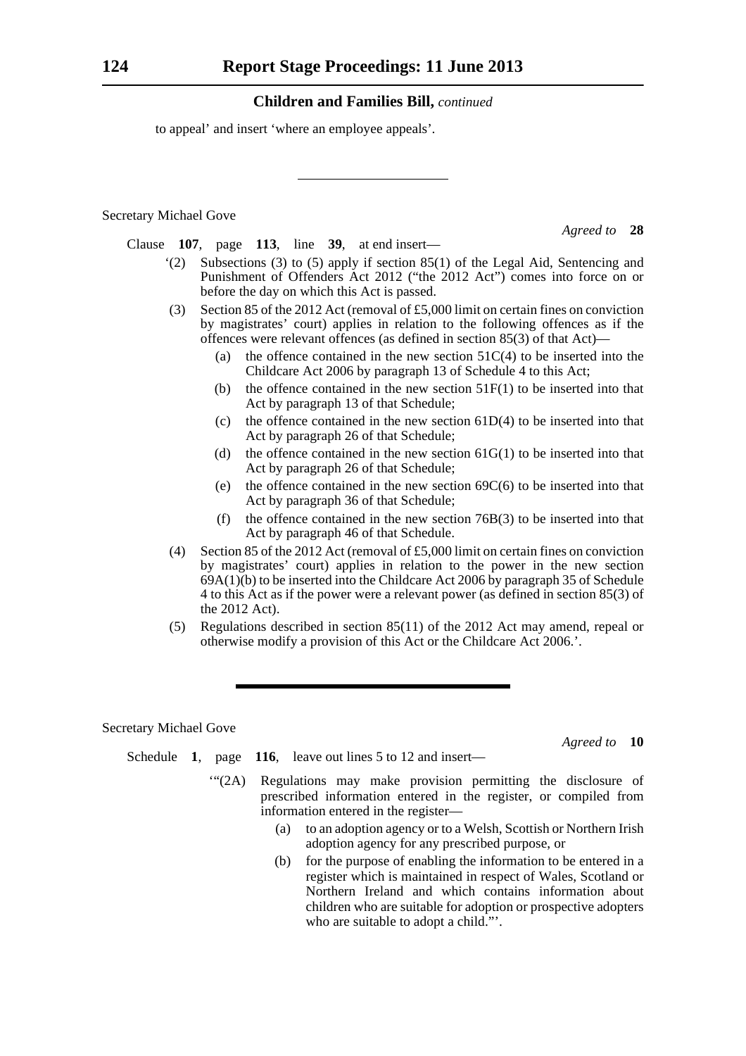**Children and Families Bill,** *continued*

to appeal' and insert 'where an employee appeals'.

---

Secretary Michael Gove

*Agreed to* **28**

Clause **107**, page **113**, line **39**, at end insert—

'(2) Subsections (3) to (5) apply if section 85(1) of the Legal Aid, Sentencing and Punishment of Offenders Act 2012 ("the 2012 Act") comes into force on or before the day on which this Act is passed.

(3) Section 85 of the 2012 Act (removal of £5,000 limit on certain fines on conviction by magistrates' court) applies in relation to the following offences as if the offences were relevant offences (as defined in section 85(3) of that Act)—

(a) the offence contained in the new section 51C(4) to be inserted into the Childcare Act 2006 by paragraph 13 of Schedule 4 to this Act;

(b) the offence contained in the new section 51F(1) to be inserted into that Act by paragraph 13 of that Schedule;

(c) the offence contained in the new section 61D(4) to be inserted into that Act by paragraph 26 of that Schedule;

(d) the offence contained in the new section 61G(1) to be inserted into that Act by paragraph 26 of that Schedule;

(e) the offence contained in the new section 69C(6) to be inserted into that Act by paragraph 36 of that Schedule;

(f) the offence contained in the new section 76B(3) to be inserted into that Act by paragraph 46 of that Schedule.

(4) Section 85 of the 2012 Act (removal of £5,000 limit on certain fines on conviction by magistrates' court) applies in relation to the power in the new section 69A(1)(b) to be inserted into the Childcare Act 2006 by paragraph 35 of Schedule 4 to this Act as if the power were a relevant power (as defined in section 85(3) of the 2012 Act).

(5) Regulations described in section 85(11) of the 2012 Act may amend, repeal or otherwise modify a provision of this Act or the Childcare Act 2006.'.

---

Secretary Michael Gove

*Agreed to* **10**

Schedule **1**, page **116**, leave out lines 5 to 12 and insert—

'"(2A) Regulations may make provision permitting the disclosure of prescribed information entered in the register, or compiled from information entered in the register—

(a) to an adoption agency or to a Welsh, Scottish or Northern Irish adoption agency for any prescribed purpose, or

(b) for the purpose of enabling the information to be entered in a register which is maintained in respect of Wales, Scotland or Northern Ireland and which contains information about children who are suitable for adoption or prospective adopters who are suitable to adopt a child."'.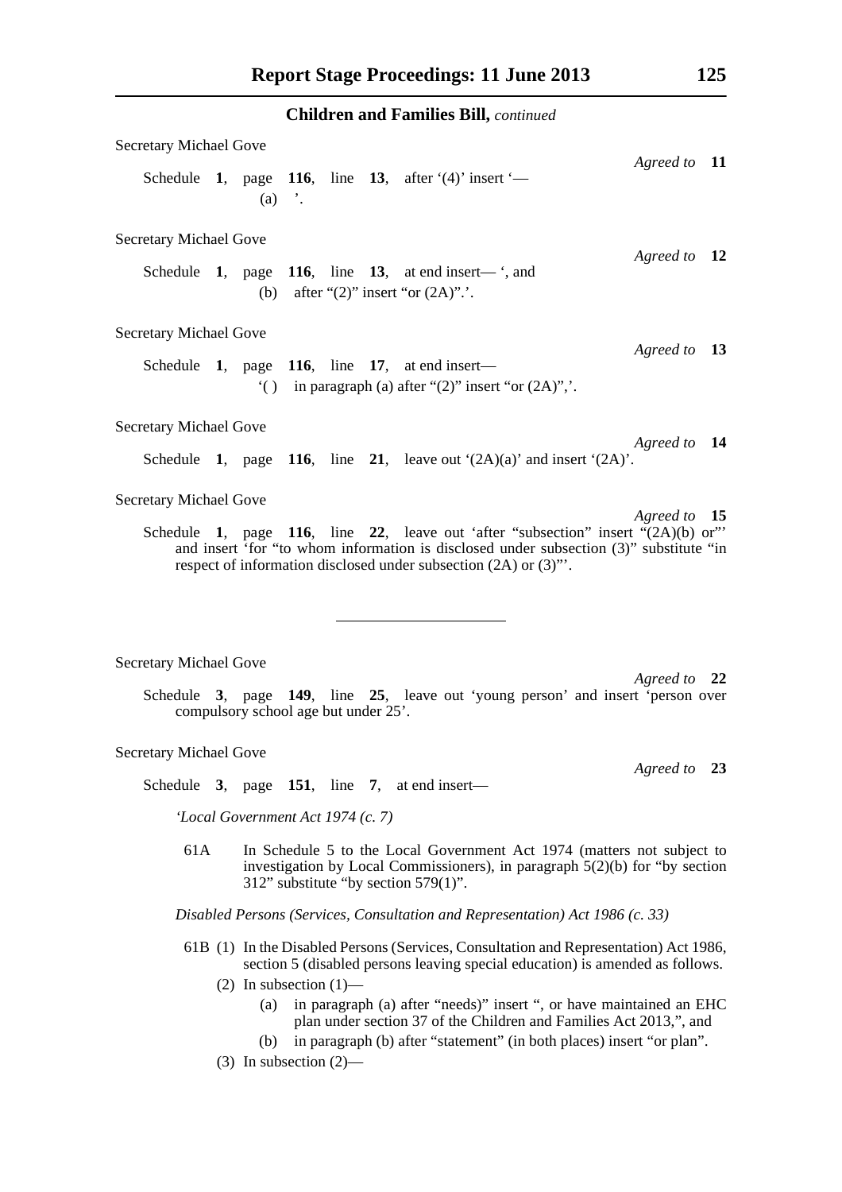**Children and Families Bill,** *continued*

Secretary Michael Gove

*Agreed to* **11**

Schedule **1**, page **116**, line **13**, after '(4)' insert '—

(a) '.

Secretary Michael Gove

*Agreed to* **12**

Schedule **1**, page **116**, line **13**, at end insert— ', and

(b) after "(2)" insert "or (2A)".'.

Secretary Michael Gove

*Agreed to* **13**

Schedule **1**, page **116**, line **17**, at end insert—

'( ) in paragraph (a) after "(2)" insert "or (2A)",'.

Secretary Michael Gove

*Agreed to* **14**

Schedule **1**, page **116**, line **21**, leave out '(2A)(a)' and insert '(2A)'.

Secretary Michael Gove

*Agreed to* **15**

Schedule **1**, page **116**, line **22**, leave out 'after "subsection" insert "(2A)(b) or"' and insert 'for "to whom information is disclosed under subsection (3)" substitute "in respect of information disclosed under subsection (2A) or (3)"'.

---

Secretary Michael Gove

*Agreed to* **22**

Schedule **3**, page **149**, line **25**, leave out 'young person' and insert 'person over compulsory school age but under 25'.

Secretary Michael Gove

*Agreed to* **23**

Schedule **3**, page **151**, line **7**, at end insert—

*'Local Government Act 1974 (c. 7)*

61A In Schedule 5 to the Local Government Act 1974 (matters not subject to investigation by Local Commissioners), in paragraph 5(2)(b) for "by section 312" substitute "by section 579(1)".

*Disabled Persons (Services, Consultation and Representation) Act 1986 (c. 33)*

61B (1) In the Disabled Persons (Services, Consultation and Representation) Act 1986, section 5 (disabled persons leaving special education) is amended as follows.

(2) In subsection (1)—

(a) in paragraph (a) after "needs)" insert ", or have maintained an EHC plan under section 37 of the Children and Families Act 2013,", and

(b) in paragraph (b) after "statement" (in both places) insert "or plan".

(3) In subsection (2)—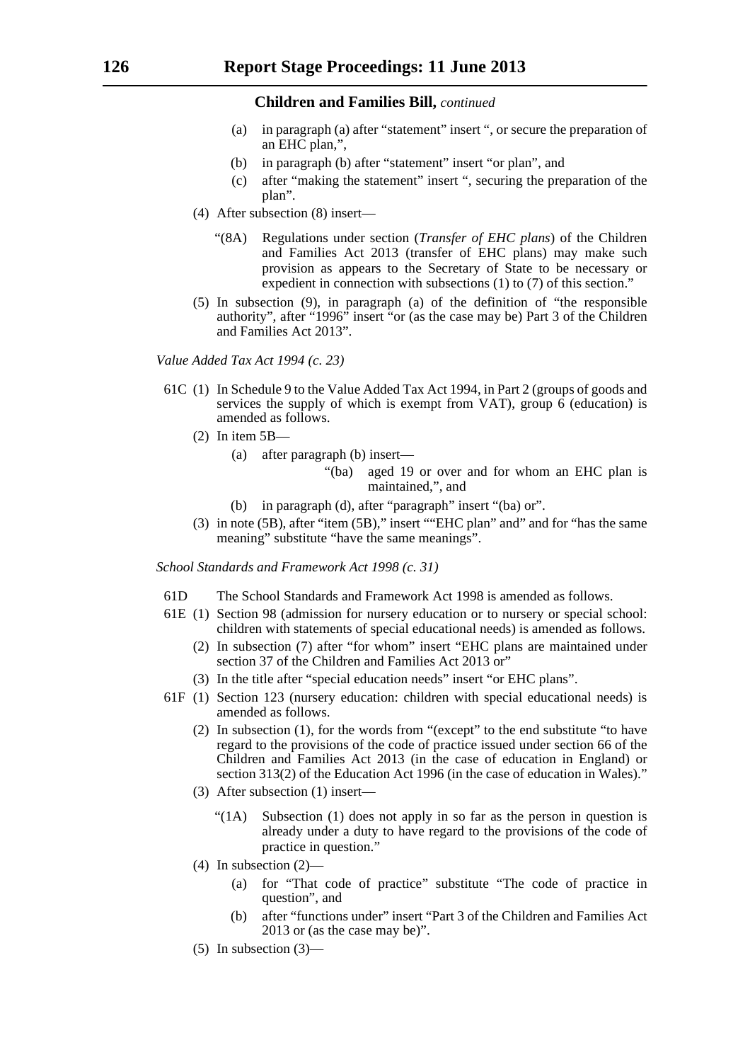**Children and Families Bill,** *continued*

(a) in paragraph (a) after "statement" insert ", or secure the preparation of an EHC plan,",

(b) in paragraph (b) after "statement" insert "or plan", and

(c) after "making the statement" insert ", securing the preparation of the plan".

(4) After subsection (8) insert—

"(8A) Regulations under section (*Transfer of EHC plans*) of the Children and Families Act 2013 (transfer of EHC plans) may make such provision as appears to the Secretary of State to be necessary or expedient in connection with subsections (1) to (7) of this section."

(5) In subsection (9), in paragraph (a) of the definition of "the responsible authority", after "1996" insert "or (as the case may be) Part 3 of the Children and Families Act 2013".

*Value Added Tax Act 1994 (c. 23)*

61C (1) In Schedule 9 to the Value Added Tax Act 1994, in Part 2 (groups of goods and services the supply of which is exempt from VAT), group 6 (education) is amended as follows.

(2) In item 5B—

(a) after paragraph (b) insert—

"(ba) aged 19 or over and for whom an EHC plan is maintained,", and

(b) in paragraph (d), after "paragraph" insert "(ba) or".

(3) in note (5B), after "item (5B)," insert ""EHC plan" and" and for "has the same meaning" substitute "have the same meanings".

*School Standards and Framework Act 1998 (c. 31)*

61D The School Standards and Framework Act 1998 is amended as follows.

61E (1) Section 98 (admission for nursery education or to nursery or special school: children with statements of special educational needs) is amended as follows.

(2) In subsection (7) after "for whom" insert "EHC plans are maintained under section 37 of the Children and Families Act 2013 or"

(3) In the title after "special education needs" insert "or EHC plans".

61F (1) Section 123 (nursery education: children with special educational needs) is amended as follows.

(2) In subsection (1), for the words from "(except" to the end substitute "to have regard to the provisions of the code of practice issued under section 66 of the Children and Families Act 2013 (in the case of education in England) or section 313(2) of the Education Act 1996 (in the case of education in Wales)."

(3) After subsection (1) insert—

"(1A) Subsection (1) does not apply in so far as the person in question is already under a duty to have regard to the provisions of the code of practice in question."

(4) In subsection (2)—

(a) for "That code of practice" substitute "The code of practice in question", and

(b) after "functions under" insert "Part 3 of the Children and Families Act 2013 or (as the case may be)".

(5) In subsection (3)—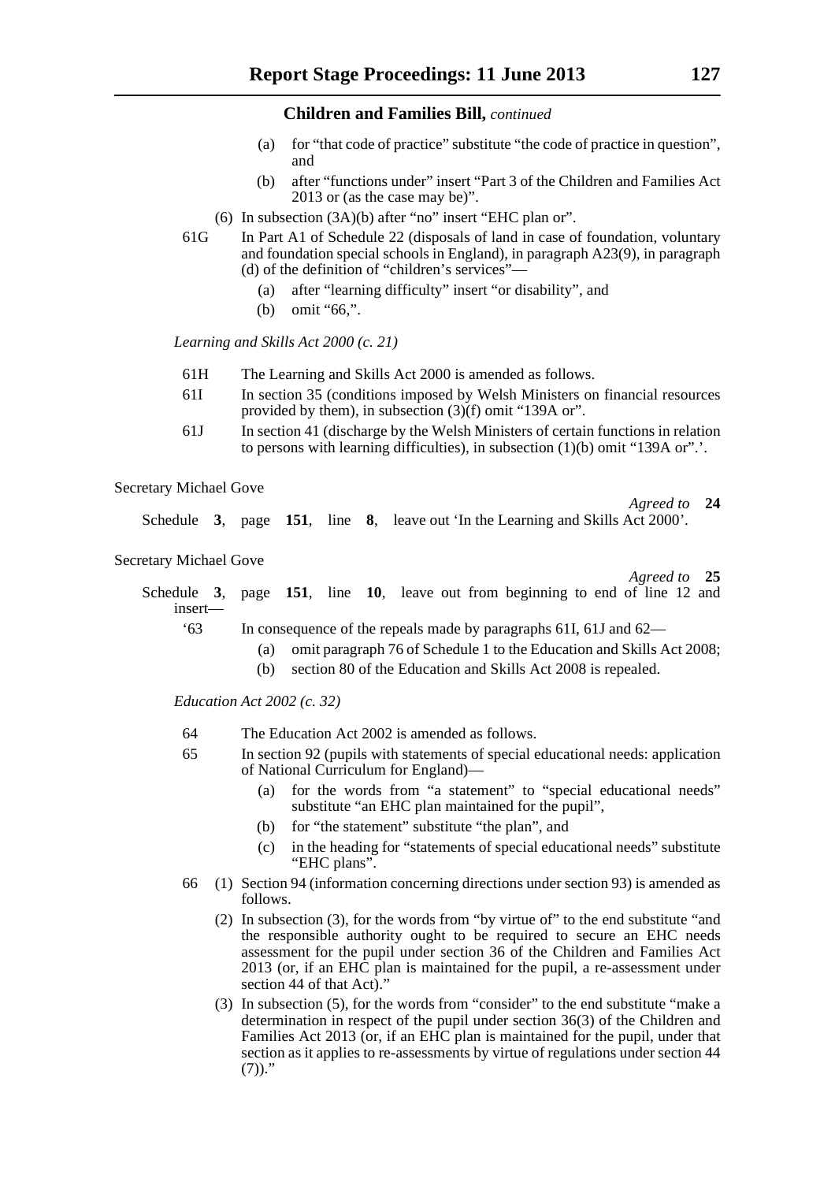(a) for "that code of practice" substitute "the code of practice in question", and

(b) after "functions under" insert "Part 3 of the Children and Families Act 2013 or (as the case may be)".

(6) In subsection (3A)(b) after "no" insert "EHC plan or".

61G In Part A1 of Schedule 22 (disposals of land in case of foundation, voluntary and foundation special schools in England), in paragraph A23(9), in paragraph (d) of the definition of "children's services"—

(a) after "learning difficulty" insert "or disability", and

(b) omit "66,".

*Learning and Skills Act 2000 (c. 21)*

61H The Learning and Skills Act 2000 is amended as follows.

61I In section 35 (conditions imposed by Welsh Ministers on financial resources provided by them), in subsection (3)(f) omit "139A or".

61J In section 41 (discharge by the Welsh Ministers of certain functions in relation to persons with learning difficulties), in subsection (1)(b) omit "139A or".'.

Secretary Michael Gove

*Agreed to* **24**

Schedule **3**, page **151**, line **8**, leave out 'In the Learning and Skills Act 2000'.

Secretary Michael Gove

*Agreed to* **25**

Schedule **3**, page **151**, line **10**, leave out from beginning to end of line 12 and insert—

'63 In consequence of the repeals made by paragraphs 61I, 61J and 62—

(a) omit paragraph 76 of Schedule 1 to the Education and Skills Act 2008;

(b) section 80 of the Education and Skills Act 2008 is repealed.

*Education Act 2002 (c. 32)*

64 The Education Act 2002 is amended as follows.

65 In section 92 (pupils with statements of special educational needs: application of National Curriculum for England)—

(a) for the words from "a statement" to "special educational needs" substitute "an EHC plan maintained for the pupil",

(b) for "the statement" substitute "the plan", and

(c) in the heading for "statements of special educational needs" substitute "EHC plans".

66 (1) Section 94 (information concerning directions under section 93) is amended as follows.

(2) In subsection (3), for the words from "by virtue of" to the end substitute "and the responsible authority ought to be required to secure an EHC needs assessment for the pupil under section 36 of the Children and Families Act 2013 (or, if an EHC plan is maintained for the pupil, a re-assessment under section 44 of that Act)."

(3) In subsection (5), for the words from "consider" to the end substitute "make a determination in respect of the pupil under section 36(3) of the Children and Families Act 2013 (or, if an EHC plan is maintained for the pupil, under that section as it applies to re-assessments by virtue of regulations under section 44 (7))."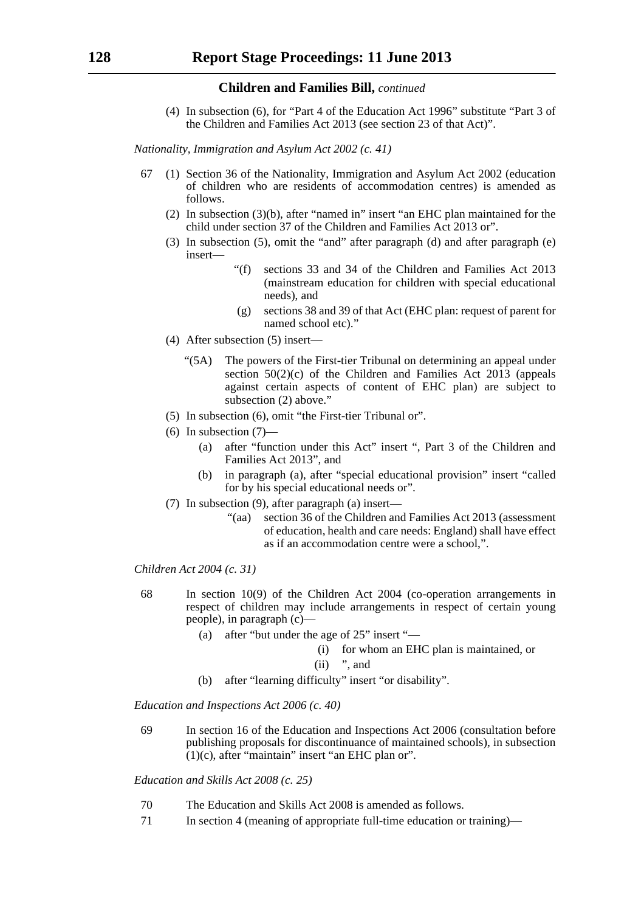**Children and Families Bill,** *continued*

(4) In subsection (6), for "Part 4 of the Education Act 1996" substitute "Part 3 of the Children and Families Act 2013 (see section 23 of that Act)".

*Nationality, Immigration and Asylum Act 2002 (c. 41)*

67 (1) Section 36 of the Nationality, Immigration and Asylum Act 2002 (education of children who are residents of accommodation centres) is amended as follows.

(2) In subsection (3)(b), after "named in" insert "an EHC plan maintained for the child under section 37 of the Children and Families Act 2013 or".

(3) In subsection (5), omit the "and" after paragraph (d) and after paragraph (e) insert—

"(f) sections 33 and 34 of the Children and Families Act 2013 (mainstream education for children with special educational needs), and

(g) sections 38 and 39 of that Act (EHC plan: request of parent for named school etc)."

(4) After subsection (5) insert—

"(5A) The powers of the First-tier Tribunal on determining an appeal under section 50(2)(c) of the Children and Families Act 2013 (appeals against certain aspects of content of EHC plan) are subject to subsection (2) above."

(5) In subsection (6), omit "the First-tier Tribunal or".

(6) In subsection (7)—

(a) after "function under this Act" insert ", Part 3 of the Children and Families Act 2013", and

(b) in paragraph (a), after "special educational provision" insert "called for by his special educational needs or".

(7) In subsection (9), after paragraph (a) insert—

"(aa) section 36 of the Children and Families Act 2013 (assessment of education, health and care needs: England) shall have effect as if an accommodation centre were a school,".

*Children Act 2004 (c. 31)*

68 In section 10(9) of the Children Act 2004 (co-operation arrangements in respect of children may include arrangements in respect of certain young people), in paragraph (c)—

(a) after "but under the age of 25" insert "—

(i) for whom an EHC plan is maintained, or

(ii) ", and

(b) after "learning difficulty" insert "or disability".

*Education and Inspections Act 2006 (c. 40)*

69 In section 16 of the Education and Inspections Act 2006 (consultation before publishing proposals for discontinuance of maintained schools), in subsection (1)(c), after "maintain" insert "an EHC plan or".

*Education and Skills Act 2008 (c. 25)*

70 The Education and Skills Act 2008 is amended as follows.

71 In section 4 (meaning of appropriate full-time education or training)—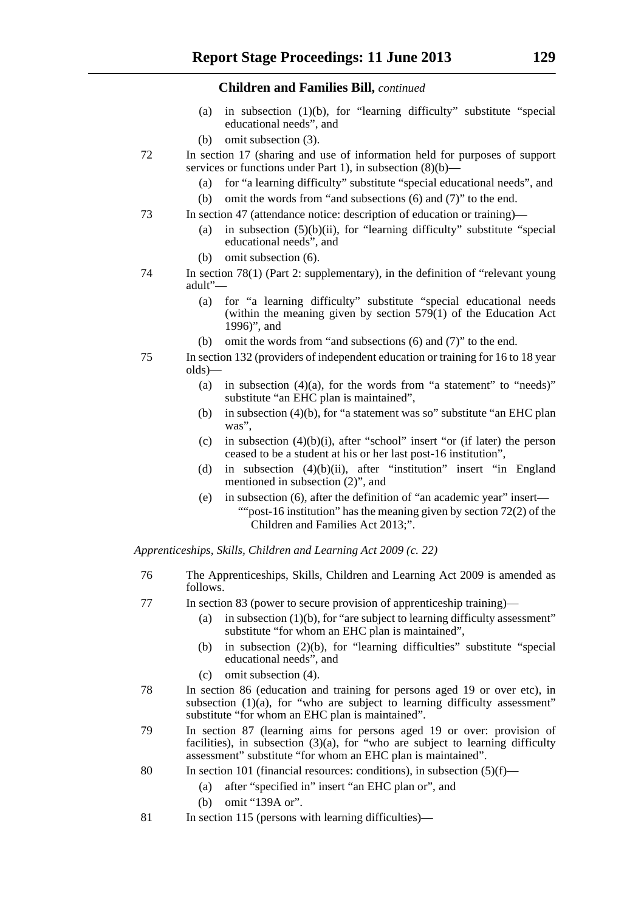**Children and Families Bill,** *continued*

(a) in subsection (1)(b), for "learning difficulty" substitute "special educational needs", and

(b) omit subsection (3).

72 In section 17 (sharing and use of information held for purposes of support services or functions under Part 1), in subsection (8)(b)—

(a) for "a learning difficulty" substitute "special educational needs", and

(b) omit the words from "and subsections (6) and (7)" to the end.

73 In section 47 (attendance notice: description of education or training)—

(a) in subsection (5)(b)(ii), for "learning difficulty" substitute "special educational needs", and

(b) omit subsection (6).

74 In section 78(1) (Part 2: supplementary), in the definition of "relevant young adult"—

(a) for "a learning difficulty" substitute "special educational needs (within the meaning given by section 579(1) of the Education Act 1996)", and

(b) omit the words from "and subsections (6) and (7)" to the end.

75 In section 132 (providers of independent education or training for 16 to 18 year olds)—

(a) in subsection (4)(a), for the words from "a statement" to "needs)" substitute "an EHC plan is maintained",

(b) in subsection (4)(b), for "a statement was so" substitute "an EHC plan was",

(c) in subsection (4)(b)(i), after "school" insert "or (if later) the person ceased to be a student at his or her last post-16 institution",

(d) in subsection (4)(b)(ii), after "institution" insert "in England mentioned in subsection (2)", and

(e) in subsection (6), after the definition of "an academic year" insert—

""post-16 institution" has the meaning given by section 72(2) of the Children and Families Act 2013;".

*Apprenticeships, Skills, Children and Learning Act 2009 (c. 22)*

76 The Apprenticeships, Skills, Children and Learning Act 2009 is amended as follows.

77 In section 83 (power to secure provision of apprenticeship training)—

(a) in subsection (1)(b), for "are subject to learning difficulty assessment" substitute "for whom an EHC plan is maintained",

(b) in subsection (2)(b), for "learning difficulties" substitute "special educational needs", and

(c) omit subsection (4).

78 In section 86 (education and training for persons aged 19 or over etc), in subsection (1)(a), for "who are subject to learning difficulty assessment" substitute "for whom an EHC plan is maintained".

79 In section 87 (learning aims for persons aged 19 or over: provision of facilities), in subsection (3)(a), for "who are subject to learning difficulty assessment" substitute "for whom an EHC plan is maintained".

80 In section 101 (financial resources: conditions), in subsection (5)(f)—

(a) after "specified in" insert "an EHC plan or", and

(b) omit "139A or".

81 In section 115 (persons with learning difficulties)—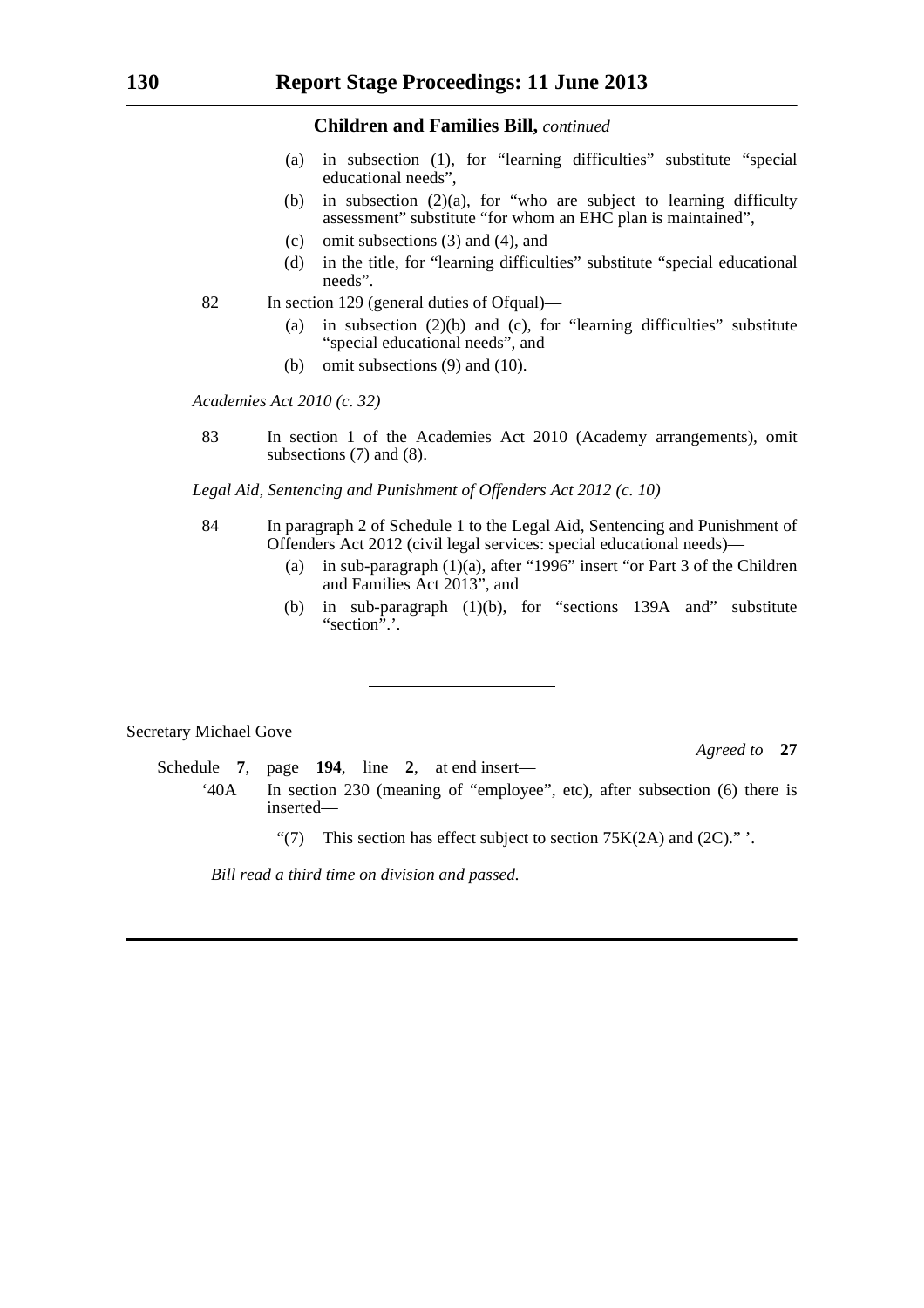**Children and Families Bill,** *continued*

(a) in subsection (1), for "learning difficulties" substitute "special educational needs",

(b) in subsection (2)(a), for "who are subject to learning difficulty assessment" substitute "for whom an EHC plan is maintained",

(c) omit subsections (3) and (4), and

(d) in the title, for "learning difficulties" substitute "special educational needs".

82 In section 129 (general duties of Ofqual)—

(a) in subsection (2)(b) and (c), for "learning difficulties" substitute "special educational needs", and

(b) omit subsections (9) and (10).

*Academies Act 2010 (c. 32)*

83 In section 1 of the Academies Act 2010 (Academy arrangements), omit subsections (7) and (8).

*Legal Aid, Sentencing and Punishment of Offenders Act 2012 (c. 10)*

84 In paragraph 2 of Schedule 1 to the Legal Aid, Sentencing and Punishment of Offenders Act 2012 (civil legal services: special educational needs)—

(a) in sub-paragraph (1)(a), after "1996" insert "or Part 3 of the Children and Families Act 2013", and

(b) in sub-paragraph (1)(b), for "sections 139A and" substitute "section".'.

---

Secretary Michael Gove

*Agreed to* **27**

Schedule **7**, page **194**, line **2**, at end insert—

'40A In section 230 (meaning of "employee", etc), after subsection (6) there is inserted—

"(7) This section has effect subject to section 75K(2A) and (2C)." '.

*Bill read a third time on division and passed.*